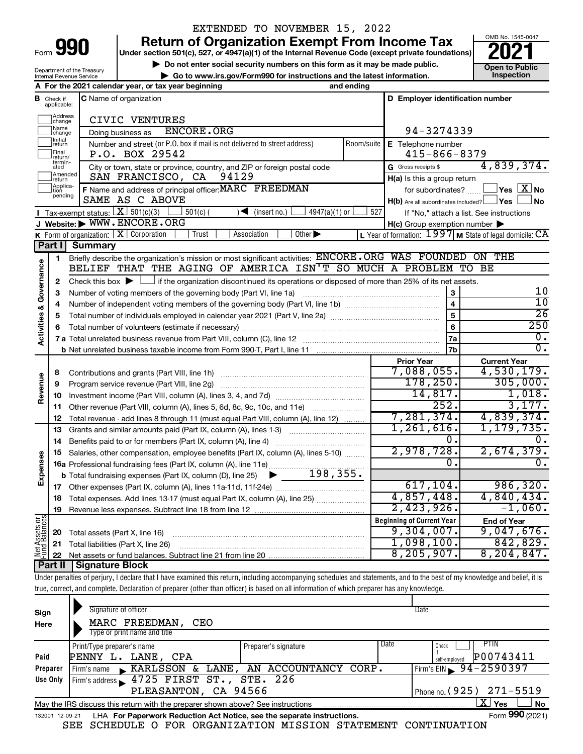EXTENDED TO NOVEMBER 15, 2022

# Form 990 — Return of Organization Exempt From Income Tax (2021)

Under section 501(c), 527, or 4947(a)(1) of the Internal Revenue Code (except private foundations)

▶ Do not enter social security numbers on this form as it may be made public.

▶ Go to www.irs.gov/Form990 for instructions and the latest information.

Department of the Treasury
Internal Revenue Service

OMB No. 1545-0047

**Open to Public Inspection**

**A** For the 2021 calendar year, or tax year beginning ____ and ending ____

**B** Check if applicable: Address change, Name change, Initial return, Final return/terminated, Amended return, Application pending

**C** Name of organization: CIVIC VENTURES

Doing business as: ENCORE.ORG

Number and street (or P.O. box if mail is not delivered to street address): P.O. BOX 29542 — Room/suite:

City or town, state or province, country, and ZIP or foreign postal code: SAN FRANCISCO, CA 94129

**D** Employer identification number: 94-3274339

**E** Telephone number: 415-866-8379

**G** Gross receipts $ 4,839,374.

**F** Name and address of principal officer: MARC FREEDMAN, SAME AS C ABOVE

**H(a)** Is this a group return for subordinates? ☐ Yes ☒ No

**H(b)** Are all subordinates included? ☐ Yes ☐ No — If "No," attach a list. See instructions

**H(c)** Group exemption number ▶

**I** Tax-exempt status: ☒ 501(c)(3) ☐ 501(c) ( ) ◀ (insert no.) ☐ 4947(a)(1) or ☐ 527

**J** Website: ▶ WWW.ENCORE.ORG

**K** Form of organization: ☒ Corporation ☐ Trust ☐ Association ☐ Other ▶

**L** Year of formation: 1997 **M** State of legal domicile: CA

## Part I Summary

**Activities & Governance**

1. Briefly describe the organization's mission or most significant activities: ENCORE.ORG WAS FOUNDED ON THE BELIEF THAT THE AGING OF AMERICA ISN'T SO MUCH A PROBLEM TO BE
2. Check this box ▶ ☐ if the organization discontinued its operations or disposed of more than 25% of its net assets.

| | | Line | |
|---|---|---|---|
| 3 | Number of voting members of the governing body (Part VI, line 1a) | 3 | 10 |
| 4 | Number of independent voting members of the governing body (Part VI, line 1b) | 4 | 10 |
| 5 | Total number of individuals employed in calendar year 2021 (Part V, line 2a) | 5 | 26 |
| 6 | Total number of volunteers (estimate if necessary) | 6 | 250 |
| 7a | Total unrelated business revenue from Part VIII, column (C), line 12 | 7a | 0. |
| 7b | Net unrelated business taxable income from Form 990-T, Part I, line 11 | 7b | 0. |

| | | | Prior Year | Current Year |
|---|---|---|---|---|
| **Revenue** | 8 | Contributions and grants (Part VIII, line 1h) | 7,088,055. | 4,530,179. |
| | 9 | Program service revenue (Part VIII, line 2g) | 178,250. | 305,000. |
| | 10 | Investment income (Part VIII, column (A), lines 3, 4, and 7d) | 14,817. | 1,018. |
| | 11 | Other revenue (Part VIII, column (A), lines 5, 6d, 8c, 9c, 10c, and 11e) | 252. | 3,177. |
| | 12 | Total revenue - add lines 8 through 11 (must equal Part VIII, column (A), line 12) | 7,281,374. | 4,839,374. |
| **Expenses** | 13 | Grants and similar amounts paid (Part IX, column (A), lines 1-3) | 1,261,616. | 1,179,735. |
| | 14 | Benefits paid to or for members (Part IX, column (A), line 4) | 0. | 0. |
| | 15 | Salaries, other compensation, employee benefits (Part IX, column (A), lines 5-10) | 2,978,728. | 2,674,379. |
| | 16a | Professional fundraising fees (Part IX, column (A), line 11e) | 0. | 0. |
| | b | Total fundraising expenses (Part IX, column (D), line 25) ▶ 198,355. | | |
| | 17 | Other expenses (Part IX, column (A), lines 11a-11d, 11f-24e) | 617,104. | 986,320. |
| | 18 | Total expenses. Add lines 13-17 (must equal Part IX, column (A), line 25) | 4,857,448. | 4,840,434. |
| | 19 | Revenue less expenses. Subtract line 18 from line 12 | 2,423,926. | -1,060. |

| | | | Beginning of Current Year | End of Year |
|---|---|---|---|---|
| **Net Assets or Fund Balances** | 20 | Total assets (Part X, line 16) | 9,304,007. | 9,047,676. |
| | 21 | Total liabilities (Part X, line 26) | 1,098,100. | 842,829. |
| | 22 | Net assets or fund balances. Subtract line 21 from line 20 | 8,205,907. | 8,204,847. |

## Part II Signature Block

Under penalties of perjury, I declare that I have examined this return, including accompanying schedules and statements, and to the best of my knowledge and belief, it is true, correct, and complete. Declaration of preparer (other than officer) is based on all information of which preparer has any knowledge.

**Sign Here**

Signature of officer — Date

MARC FREEDMAN, CEO
Type or print name and title

**Paid Preparer Use Only**

| Print/Type preparer's name | Preparer's signature | Date | Check if self-employed | PTIN |
|---|---|---|---|---|
| PENNY L. LANE, CPA | | | ☐ | P00743411 |

Firm's name ▶ KARLSSON & LANE, AN ACCOUNTANCY CORP. — Firm's EIN ▶ 94-2590397

Firm's address ▶ 4725 FIRST ST., STE. 226, PLEASANTON, CA 94566 — Phone no. (925) 271-5519

May the IRS discuss this return with the preparer shown above? See instructions ☒ Yes ☐ No

132001 12-09-21 LHA For Paperwork Reduction Act Notice, see the separate instructions. Form **990** (2021)

SEE SCHEDULE O FOR ORGANIZATION MISSION STATEMENT CONTINUATION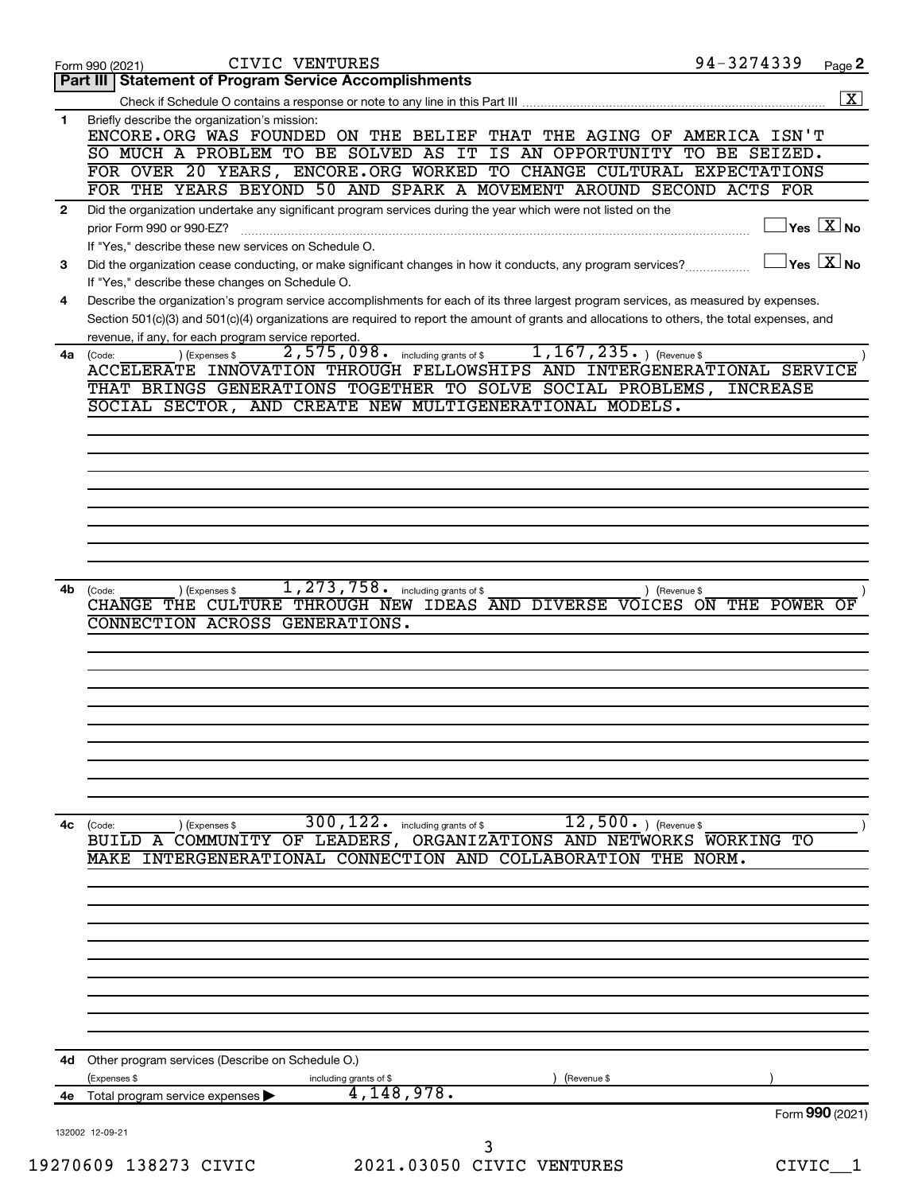Form 990 (2021) CIVIC VENTURES 94-3274339 Page **2**

## Part III | Statement of Program Service Accomplishments

Check if Schedule O contains a response or note to any line in this Part III .......... [X]

**1** Briefly describe the organization's mission:

ENCORE.ORG WAS FOUNDED ON THE BELIEF THAT THE AGING OF AMERICA ISN'T SO MUCH A PROBLEM TO BE SOLVED AS IT IS AN OPPORTUNITY TO BE SEIZED. FOR OVER 20 YEARS, ENCORE.ORG WORKED TO CHANGE CULTURAL EXPECTATIONS FOR THE YEARS BEYOND 50 AND SPARK A MOVEMENT AROUND SECOND ACTS FOR

**2** Did the organization undertake any significant program services during the year which were not listed on the prior Form 990 or 990-EZ? .......... [ ] Yes [X] No

If "Yes," describe these new services on Schedule O.

**3** Did the organization cease conducting, or make significant changes in how it conducts, any program services? .......... [ ] Yes [X] No

If "Yes," describe these changes on Schedule O.

**4** Describe the organization's program service accomplishments for each of its three largest program services, as measured by expenses. Section 501(c)(3) and 501(c)(4) organizations are required to report the amount of grants and allocations to others, the total expenses, and revenue, if any, for each program service reported.

**4a** (Code: ) (Expenses $ 2,575,098. including grants of $ 1,167,235. ) (Revenue $ )

ACCELERATE INNOVATION THROUGH FELLOWSHIPS AND INTERGENERATIONAL SERVICE THAT BRINGS GENERATIONS TOGETHER TO SOLVE SOCIAL PROBLEMS, INCREASE SOCIAL SECTOR, AND CREATE NEW MULTIGENERATIONAL MODELS.

**4b** (Code: ) (Expenses $ 1,273,758. including grants of $ ) (Revenue $ )

CHANGE THE CULTURE THROUGH NEW IDEAS AND DIVERSE VOICES ON THE POWER OF CONNECTION ACROSS GENERATIONS.

**4c** (Code: ) (Expenses $ 300,122. including grants of $ 12,500. ) (Revenue $ )

BUILD A COMMUNITY OF LEADERS, ORGANIZATIONS AND NETWORKS WORKING TO MAKE INTERGENERATIONAL CONNECTION AND COLLABORATION THE NORM.

**4d** Other program services (Describe on Schedule O.)

(Expenses $ including grants of $ ) (Revenue $ )

**4e** Total program service expenses ▶ 4,148,978.

Form **990** (2021)

132002 12-09-21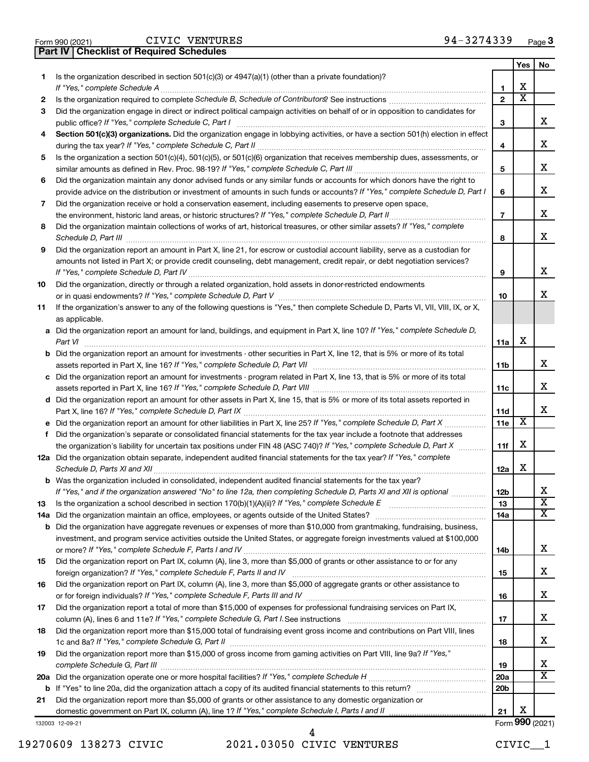Form 990 (2021) CIVIC VENTURES 94-3274339 Page 3

**Part IV | Checklist of Required Schedules**

| | | | Yes | No |
|---|---|---|---|---|
| 1 | Is the organization described in section 501(c)(3) or 4947(a)(1) (other than a private foundation)? *If "Yes," complete Schedule A* | 1 | X | |
| 2 | Is the organization required to complete *Schedule B, Schedule of Contributors*? See instructions | 2 | X | |
| 3 | Did the organization engage in direct or indirect political campaign activities on behalf of or in opposition to candidates for public office? *If "Yes," complete Schedule C, Part I* | 3 | | X |
| 4 | **Section 501(c)(3) organizations.** Did the organization engage in lobbying activities, or have a section 501(h) election in effect during the tax year? *If "Yes," complete Schedule C, Part II* | 4 | | X |
| 5 | Is the organization a section 501(c)(4), 501(c)(5), or 501(c)(6) organization that receives membership dues, assessments, or similar amounts as defined in Rev. Proc. 98-19? *If "Yes," complete Schedule C, Part III* | 5 | | X |
| 6 | Did the organization maintain any donor advised funds or any similar funds or accounts for which donors have the right to provide advice on the distribution or investment of amounts in such funds or accounts? *If "Yes," complete Schedule D, Part I* | 6 | | X |
| 7 | Did the organization receive or hold a conservation easement, including easements to preserve open space, the environment, historic land areas, or historic structures? *If "Yes," complete Schedule D, Part II* | 7 | | X |
| 8 | Did the organization maintain collections of works of art, historical treasures, or other similar assets? *If "Yes," complete Schedule D, Part III* | 8 | | X |
| 9 | Did the organization report an amount in Part X, line 21, for escrow or custodial account liability, serve as a custodian for amounts not listed in Part X; or provide credit counseling, debt management, credit repair, or debt negotiation services? *If "Yes," complete Schedule D, Part IV* | 9 | | X |
| 10 | Did the organization, directly or through a related organization, hold assets in donor-restricted endowments or in quasi endowments? *If "Yes," complete Schedule D, Part V* | 10 | | X |
| 11 | If the organization's answer to any of the following questions is "Yes," then complete Schedule D, Parts VI, VII, VIII, IX, or X, as applicable. | | | |
| a | Did the organization report an amount for land, buildings, and equipment in Part X, line 10? *If "Yes," complete Schedule D, Part VI* | 11a | X | |
| b | Did the organization report an amount for investments - other securities in Part X, line 12, that is 5% or more of its total assets reported in Part X, line 16? *If "Yes," complete Schedule D, Part VII* | 11b | | X |
| c | Did the organization report an amount for investments - program related in Part X, line 13, that is 5% or more of its total assets reported in Part X, line 16? *If "Yes," complete Schedule D, Part VIII* | 11c | | X |
| d | Did the organization report an amount for other assets in Part X, line 15, that is 5% or more of its total assets reported in Part X, line 16? *If "Yes," complete Schedule D, Part IX* | 11d | | X |
| e | Did the organization report an amount for other liabilities in Part X, line 25? *If "Yes," complete Schedule D, Part X* | 11e | X | |
| f | Did the organization's separate or consolidated financial statements for the tax year include a footnote that addresses the organization's liability for uncertain tax positions under FIN 48 (ASC 740)? *If "Yes," complete Schedule D, Part X* | 11f | X | |
| 12a | Did the organization obtain separate, independent audited financial statements for the tax year? *If "Yes," complete Schedule D, Parts XI and XII* | 12a | X | |
| b | Was the organization included in consolidated, independent audited financial statements for the tax year? *If "Yes," and if the organization answered "No" to line 12a, then completing Schedule D, Parts XI and XII is optional* | 12b | | X |
| 13 | Is the organization a school described in section 170(b)(1)(A)(ii)? *If "Yes," complete Schedule E* | 13 | | X |
| 14a | Did the organization maintain an office, employees, or agents outside of the United States? | 14a | | X |
| b | Did the organization have aggregate revenues or expenses of more than $10,000 from grantmaking, fundraising, business, investment, and program service activities outside the United States, or aggregate foreign investments valued at $100,000 or more? *If "Yes," complete Schedule F, Parts I and IV* | 14b | | X |
| 15 | Did the organization report on Part IX, column (A), line 3, more than $5,000 of grants or other assistance to or for any foreign organization? *If "Yes," complete Schedule F, Parts II and IV* | 15 | | X |
| 16 | Did the organization report on Part IX, column (A), line 3, more than $5,000 of aggregate grants or other assistance to or for foreign individuals? *If "Yes," complete Schedule F, Parts III and IV* | 16 | | X |
| 17 | Did the organization report a total of more than $15,000 of expenses for professional fundraising services on Part IX, column (A), lines 6 and 11e? *If "Yes," complete Schedule G, Part I.* See instructions | 17 | | X |
| 18 | Did the organization report more than $15,000 total of fundraising event gross income and contributions on Part VIII, lines 1c and 8a? *If "Yes," complete Schedule G, Part II* | 18 | | X |
| 19 | Did the organization report more than $15,000 of gross income from gaming activities on Part VIII, line 9a? *If "Yes," complete Schedule G, Part III* | 19 | | X |
| 20a | Did the organization operate one or more hospital facilities? *If "Yes," complete Schedule H* | 20a | | X |
| b | If "Yes" to line 20a, did the organization attach a copy of its audited financial statements to this return? | 20b | | |
| 21 | Did the organization report more than $5,000 of grants or other assistance to any domestic organization or domestic government on Part IX, column (A), line 1? *If "Yes," complete Schedule I, Parts I and II* | 21 | X | |

132003 12-09-21 Form **990** (2021)

19270609 138273 CIVIC 2021.03050 CIVIC VENTURES CIVIC__1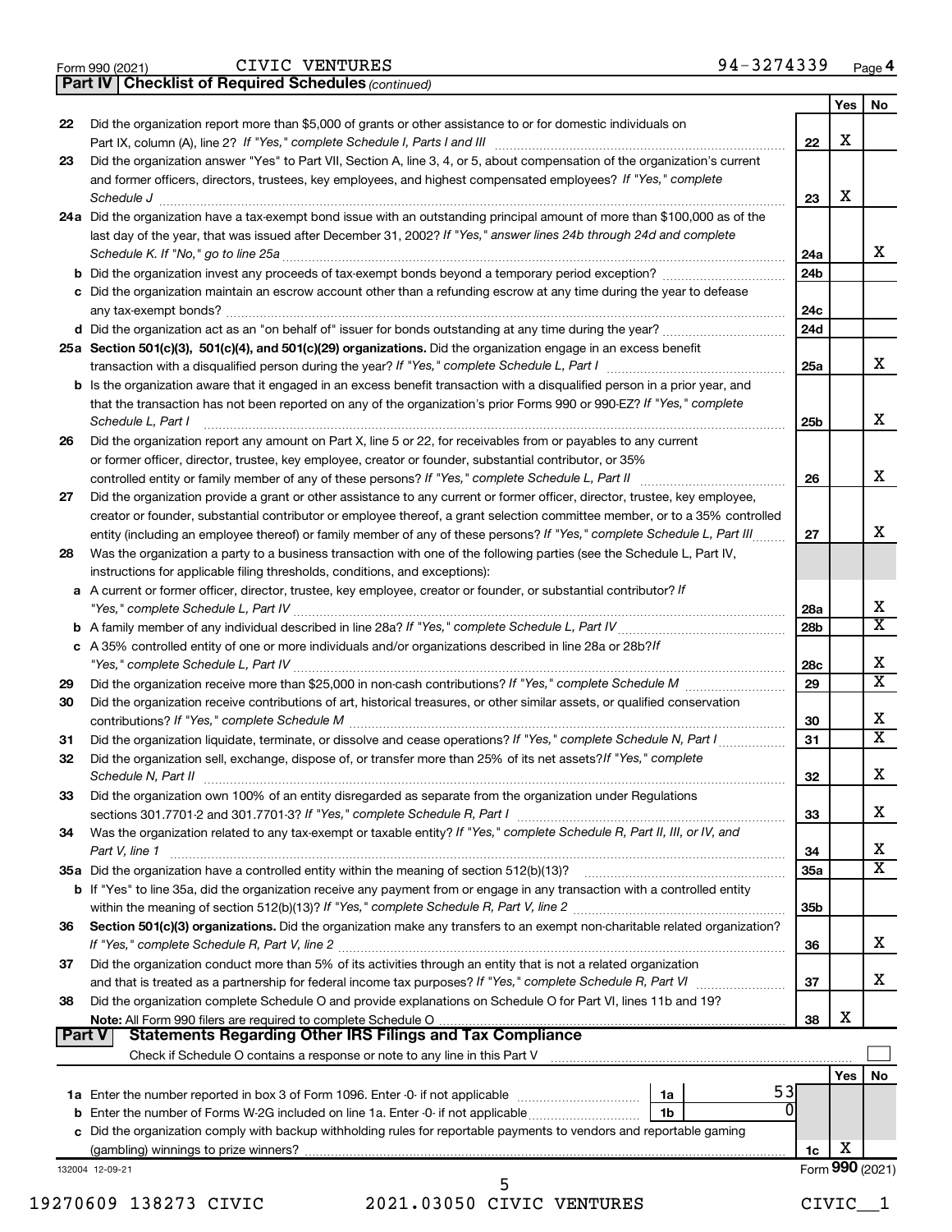Form 990 (2021) CIVIC VENTURES 94-3274339 Page 4

**Part IV | Checklist of Required Schedules** *(continued)*

| | | | Yes | No |
|---|---|---|---|---|
| 22 | Did the organization report more than $5,000 of grants or other assistance to or for domestic individuals on Part IX, column (A), line 2? *If "Yes," complete Schedule I, Parts I and III* | 22 | X | |
| 23 | Did the organization answer "Yes" to Part VII, Section A, line 3, 4, or 5, about compensation of the organization's current and former officers, directors, trustees, key employees, and highest compensated employees? *If "Yes," complete Schedule J* | 23 | X | |
| 24a | Did the organization have a tax-exempt bond issue with an outstanding principal amount of more than $100,000 as of the last day of the year, that was issued after December 31, 2002? *If "Yes," answer lines 24b through 24d and complete Schedule K. If "No," go to line 25a* | 24a | | X |
| b | Did the organization invest any proceeds of tax-exempt bonds beyond a temporary period exception? | 24b | | |
| c | Did the organization maintain an escrow account other than a refunding escrow at any time during the year to defease any tax-exempt bonds? | 24c | | |
| d | Did the organization act as an "on behalf of" issuer for bonds outstanding at any time during the year? | 24d | | |
| 25a | **Section 501(c)(3), 501(c)(4), and 501(c)(29) organizations.** Did the organization engage in an excess benefit transaction with a disqualified person during the year? *If "Yes," complete Schedule L, Part I* | 25a | | X |
| b | Is the organization aware that it engaged in an excess benefit transaction with a disqualified person in a prior year, and that the transaction has not been reported on any of the organization's prior Forms 990 or 990-EZ? *If "Yes," complete Schedule L, Part I* | 25b | | X |
| 26 | Did the organization report any amount on Part X, line 5 or 22, for receivables from or payables to any current or former officer, director, trustee, key employee, creator or founder, substantial contributor, or 35% controlled entity or family member of any of these persons? *If "Yes," complete Schedule L, Part II* | 26 | | X |
| 27 | Did the organization provide a grant or other assistance to any current or former officer, director, trustee, key employee, creator or founder, substantial contributor or employee thereof, a grant selection committee member, or to a 35% controlled entity (including an employee thereof) or family member of any of these persons? *If "Yes," complete Schedule L, Part III* | 27 | | X |
| 28 | Was the organization a party to a business transaction with one of the following parties (see the Schedule L, Part IV, instructions for applicable filing thresholds, conditions, and exceptions): | | | |
| a | A current or former officer, director, trustee, key employee, creator or founder, or substantial contributor? *If "Yes," complete Schedule L, Part IV* | 28a | | X |
| b | A family member of any individual described in line 28a? *If "Yes," complete Schedule L, Part IV* | 28b | | X |
| c | A 35% controlled entity of one or more individuals and/or organizations described in line 28a or 28b? *If "Yes," complete Schedule L, Part IV* | 28c | | X |
| 29 | Did the organization receive more than $25,000 in non-cash contributions? *If "Yes," complete Schedule M* | 29 | | X |
| 30 | Did the organization receive contributions of art, historical treasures, or other similar assets, or qualified conservation contributions? *If "Yes," complete Schedule M* | 30 | | X |
| 31 | Did the organization liquidate, terminate, or dissolve and cease operations? *If "Yes," complete Schedule N, Part I* | 31 | | X |
| 32 | Did the organization sell, exchange, dispose of, or transfer more than 25% of its net assets? *If "Yes," complete Schedule N, Part II* | 32 | | X |
| 33 | Did the organization own 100% of an entity disregarded as separate from the organization under Regulations sections 301.7701-2 and 301.7701-3? *If "Yes," complete Schedule R, Part I* | 33 | | X |
| 34 | Was the organization related to any tax-exempt or taxable entity? *If "Yes," complete Schedule R, Part II, III, or IV, and Part V, line 1* | 34 | | X |
| 35a | Did the organization have a controlled entity within the meaning of section 512(b)(13)? | 35a | | X |
| b | If "Yes" to line 35a, did the organization receive any payment from or engage in any transaction with a controlled entity within the meaning of section 512(b)(13)? *If "Yes," complete Schedule R, Part V, line 2* | 35b | | |
| 36 | **Section 501(c)(3) organizations.** Did the organization make any transfers to an exempt non-charitable related organization? *If "Yes," complete Schedule R, Part V, line 2* | 36 | | X |
| 37 | Did the organization conduct more than 5% of its activities through an entity that is not a related organization and that is treated as a partnership for federal income tax purposes? *If "Yes," complete Schedule R, Part VI* | 37 | | X |
| 38 | Did the organization complete Schedule O and provide explanations on Schedule O for Part VI, lines 11b and 19? **Note:** All Form 990 filers are required to complete Schedule O | 38 | X | |

**Part V | Statements Regarding Other IRS Filings and Tax Compliance**

Check if Schedule O contains a response or note to any line in this Part V ☐

| | | | | | Yes | No |
|---|---|---|---|---|---|---|
| 1a | Enter the number reported in box 3 of Form 1096. Enter -0- if not applicable | 1a | 53 | | | |
| b | Enter the number of Forms W-2G included on line 1a. Enter -0- if not applicable | 1b | 0 | | | |
| c | Did the organization comply with backup withholding rules for reportable payments to vendors and reportable gaming (gambling) winnings to prize winners? | | | 1c | X | |

132004 12-09-21 Form **990** (2021)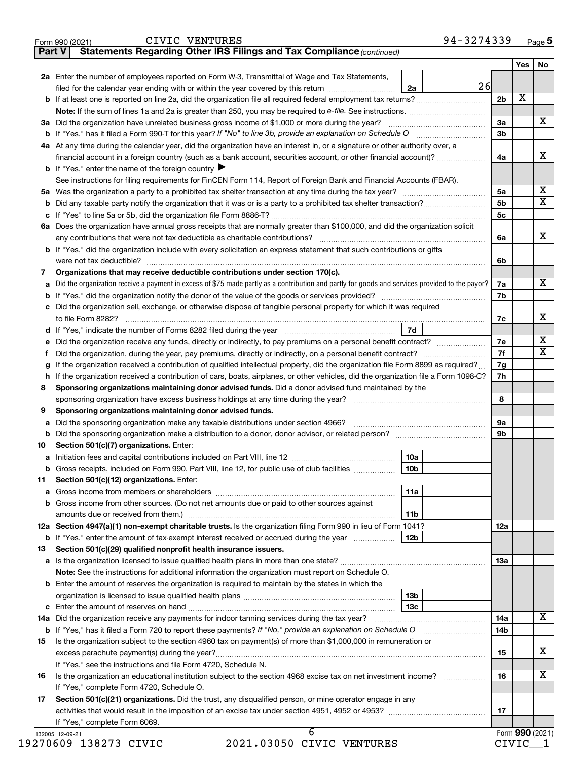Form 990 (2021) CIVIC VENTURES 94-3274339 Page 5

**Part V Statements Regarding Other IRS Filings and Tax Compliance** *(continued)*

| | | | | Yes | No |
|---|---|---|---|---|---|
| **2a** | Enter the number of employees reported on Form W-3, Transmittal of Wage and Tax Statements, filed for the calendar year ending with or within the year covered by this return | 2a 26 | | | |
| **b** | If at least one is reported on line 2a, did the organization file all required federal employment tax returns? | | 2b | X | |
| | **Note:** If the sum of lines 1a and 2a is greater than 250, you may be required to *e-file.* See instructions. | | | | |
| **3a** | Did the organization have unrelated business gross income of $1,000 or more during the year? | | 3a | | X |
| **b** | If "Yes," has it filed a Form 990-T for this year? *If "No" to line 3b, provide an explanation on Schedule O* | | 3b | | |
| **4a** | At any time during the calendar year, did the organization have an interest in, or a signature or other authority over, a financial account in a foreign country (such as a bank account, securities account, or other financial account)? | | 4a | | X |
| **b** | If "Yes," enter the name of the foreign country ▶ | | | | |
| | See instructions for filing requirements for FinCEN Form 114, Report of Foreign Bank and Financial Accounts (FBAR). | | | | |
| **5a** | Was the organization a party to a prohibited tax shelter transaction at any time during the tax year? | | 5a | | X |
| **b** | Did any taxable party notify the organization that it was or is a party to a prohibited tax shelter transaction? | | 5b | | X |
| **c** | If "Yes" to line 5a or 5b, did the organization file Form 8886-T? | | 5c | | |
| **6a** | Does the organization have annual gross receipts that are normally greater than $100,000, and did the organization solicit any contributions that were not tax deductible as charitable contributions? | | 6a | | X |
| **b** | If "Yes," did the organization include with every solicitation an express statement that such contributions or gifts were not tax deductible? | | 6b | | |
| **7** | **Organizations that may receive deductible contributions under section 170(c).** | | | | |
| **a** | Did the organization receive a payment in excess of $75 made partly as a contribution and partly for goods and services provided to the payor? | | 7a | | X |
| **b** | If "Yes," did the organization notify the donor of the value of the goods or services provided? | | 7b | | |
| **c** | Did the organization sell, exchange, or otherwise dispose of tangible personal property for which it was required to file Form 8282? | | 7c | | X |
| **d** | If "Yes," indicate the number of Forms 8282 filed during the year | 7d | | | |
| **e** | Did the organization receive any funds, directly or indirectly, to pay premiums on a personal benefit contract? | | 7e | | X |
| **f** | Did the organization, during the year, pay premiums, directly or indirectly, on a personal benefit contract? | | 7f | | X |
| **g** | If the organization received a contribution of qualified intellectual property, did the organization file Form 8899 as required? | | 7g | | |
| **h** | If the organization received a contribution of cars, boats, airplanes, or other vehicles, did the organization file a Form 1098-C? | | 7h | | |
| **8** | **Sponsoring organizations maintaining donor advised funds.** Did a donor advised fund maintained by the sponsoring organization have excess business holdings at any time during the year? | | 8 | | |
| **9** | **Sponsoring organizations maintaining donor advised funds.** | | | | |
| **a** | Did the sponsoring organization make any taxable distributions under section 4966? | | 9a | | |
| **b** | Did the sponsoring organization make a distribution to a donor, donor advisor, or related person? | | 9b | | |
| **10** | **Section 501(c)(7) organizations.** Enter: | | | | |
| **a** | Initiation fees and capital contributions included on Part VIII, line 12 | 10a | | | |
| **b** | Gross receipts, included on Form 990, Part VIII, line 12, for public use of club facilities | 10b | | | |
| **11** | **Section 501(c)(12) organizations.** Enter: | | | | |
| **a** | Gross income from members or shareholders | 11a | | | |
| **b** | Gross income from other sources. (Do not net amounts due or paid to other sources against amounts due or received from them.) | 11b | | | |
| **12a** | **Section 4947(a)(1) non-exempt charitable trusts.** Is the organization filing Form 990 in lieu of Form 1041? | | 12a | | |
| **b** | If "Yes," enter the amount of tax-exempt interest received or accrued during the year | 12b | | | |
| **13** | **Section 501(c)(29) qualified nonprofit health insurance issuers.** | | | | |
| **a** | Is the organization licensed to issue qualified health plans in more than one state? | | 13a | | |
| | **Note:** See the instructions for additional information the organization must report on Schedule O. | | | | |
| **b** | Enter the amount of reserves the organization is required to maintain by the states in which the organization is licensed to issue qualified health plans | 13b | | | |
| **c** | Enter the amount of reserves on hand | 13c | | | |
| **14a** | Did the organization receive any payments for indoor tanning services during the tax year? | | 14a | | X |
| **b** | If "Yes," has it filed a Form 720 to report these payments? *If "No," provide an explanation on Schedule O* | | 14b | | |
| **15** | Is the organization subject to the section 4960 tax on payment(s) of more than $1,000,000 in remuneration or excess parachute payment(s) during the year? | | 15 | | X |
| | If "Yes," see the instructions and file Form 4720, Schedule N. | | | | |
| **16** | Is the organization an educational institution subject to the section 4968 excise tax on net investment income? | | 16 | | X |
| | If "Yes," complete Form 4720, Schedule O. | | | | |
| **17** | **Section 501(c)(21) organizations.** Did the trust, any disqualified person, or mine operator engage in any activities that would result in the imposition of an excise tax under section 4951, 4952 or 4953? | | 17 | | |
| | If "Yes," complete Form 6069. | | | | |

132005 12-09-21 Form **990** (2021)

19270609 138273 CIVIC 2021.03050 CIVIC VENTURES CIVIC__1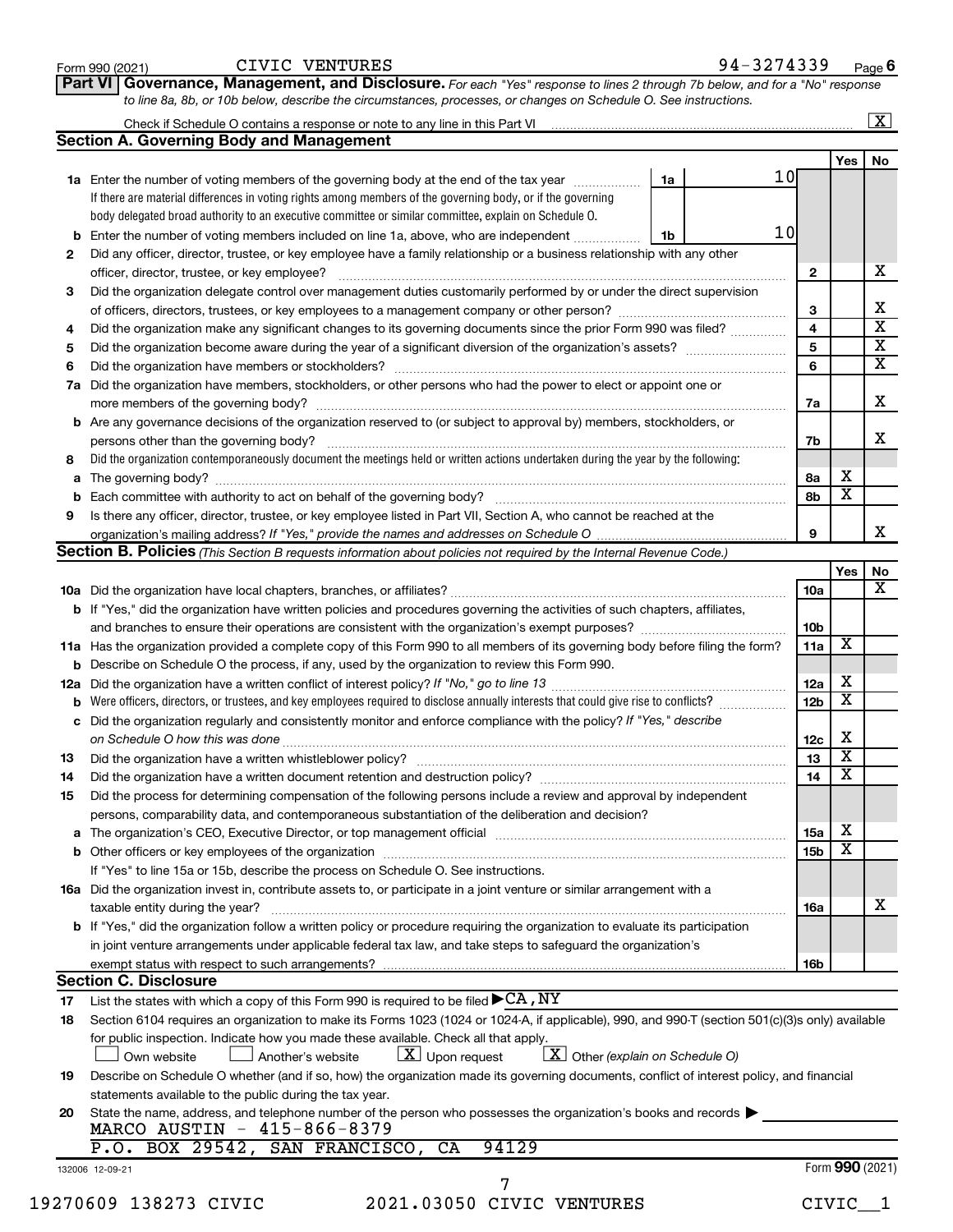Form 990 (2021) CIVIC VENTURES 94-3274339 Page 6

**Part VI** **Governance, Management, and Disclosure.** *For each "Yes" response to lines 2 through 7b below, and for a "No" response to line 8a, 8b, or 10b below, describe the circumstances, processes, or changes on Schedule O. See instructions.*

Check if Schedule O contains a response or note to any line in this Part VI .......... [X]

## Section A. Governing Body and Management

| | | | | Yes | No |
|---|---|---|---|---|---|
| **1a** | Enter the number of voting members of the governing body at the end of the tax year ... **1a** 10 <br> If there are material differences in voting rights among members of the governing body, or if the governing body delegated broad authority to an executive committee or similar committee, explain on Schedule O. | | | | |
| **b** | Enter the number of voting members included on line 1a, above, who are independent ... **1b** 10 | | | | |
| **2** | Did any officer, director, trustee, or key employee have a family relationship or a business relationship with any other officer, director, trustee, or key employee? | **2** | | | X |
| **3** | Did the organization delegate control over management duties customarily performed by or under the direct supervision of officers, directors, trustees, or key employees to a management company or other person? | **3** | | | X |
| **4** | Did the organization make any significant changes to its governing documents since the prior Form 990 was filed? | **4** | | | X |
| **5** | Did the organization become aware during the year of a significant diversion of the organization's assets? | **5** | | | X |
| **6** | Did the organization have members or stockholders? | **6** | | | X |
| **7a** | Did the organization have members, stockholders, or other persons who had the power to elect or appoint one or more members of the governing body? | **7a** | | | X |
| **b** | Are any governance decisions of the organization reserved to (or subject to approval by) members, stockholders, or persons other than the governing body? | **7b** | | | X |
| **8** | Did the organization contemporaneously document the meetings held or written actions undertaken during the year by the following: | | | | |
| **a** | The governing body? | **8a** | | X | |
| **b** | Each committee with authority to act on behalf of the governing body? | **8b** | | X | |
| **9** | Is there any officer, director, trustee, or key employee listed in Part VII, Section A, who cannot be reached at the organization's mailing address? *If "Yes," provide the names and addresses on Schedule O* | **9** | | | X |

## Section B. Policies *(This Section B requests information about policies not required by the Internal Revenue Code.)*

| | | | Yes | No |
|---|---|---|---|---|
| **10a** | Did the organization have local chapters, branches, or affiliates? | **10a** | | X |
| **b** | If "Yes," did the organization have written policies and procedures governing the activities of such chapters, affiliates, and branches to ensure their operations are consistent with the organization's exempt purposes? | **10b** | | |
| **11a** | Has the organization provided a complete copy of this Form 990 to all members of its governing body before filing the form? | **11a** | X | |
| **b** | Describe on Schedule O the process, if any, used by the organization to review this Form 990. | | | |
| **12a** | Did the organization have a written conflict of interest policy? *If "No," go to line 13* | **12a** | X | |
| **b** | Were officers, directors, or trustees, and key employees required to disclose annually interests that could give rise to conflicts? | **12b** | X | |
| **c** | Did the organization regularly and consistently monitor and enforce compliance with the policy? *If "Yes," describe on Schedule O how this was done* | **12c** | X | |
| **13** | Did the organization have a written whistleblower policy? | **13** | X | |
| **14** | Did the organization have a written document retention and destruction policy? | **14** | X | |
| **15** | Did the process for determining compensation of the following persons include a review and approval by independent persons, comparability data, and contemporaneous substantiation of the deliberation and decision? | | | |
| **a** | The organization's CEO, Executive Director, or top management official | **15a** | X | |
| **b** | Other officers or key employees of the organization | **15b** | X | |
| | If "Yes" to line 15a or 15b, describe the process on Schedule O. See instructions. | | | |
| **16a** | Did the organization invest in, contribute assets to, or participate in a joint venture or similar arrangement with a taxable entity during the year? | **16a** | | X |
| **b** | If "Yes," did the organization follow a written policy or procedure requiring the organization to evaluate its participation in joint venture arrangements under applicable federal tax law, and take steps to safeguard the organization's exempt status with respect to such arrangements? | **16b** | | |

## Section C. Disclosure

**17** List the states with which a copy of this Form 990 is required to be filed ▶CA, NY

**18** Section 6104 requires an organization to make its Forms 1023 (1024 or 1024-A, if applicable), 990, and 990-T (section 501(c)(3)s only) available for public inspection. Indicate how you made these available. Check all that apply.

[ ] Own website [ ] Another's website [X] Upon request [X] Other *(explain on Schedule O)*

**19** Describe on Schedule O whether (and if so, how) the organization made its governing documents, conflict of interest policy, and financial statements available to the public during the tax year.

**20** State the name, address, and telephone number of the person who possesses the organization's books and records ▶
MARCO AUSTIN - 415-866-8379
P.O. BOX 29542, SAN FRANCISCO, CA 94129

132006 12-09-21 Form **990** (2021)

19270609 138273 CIVIC 2021.03050 CIVIC VENTURES CIVIC__1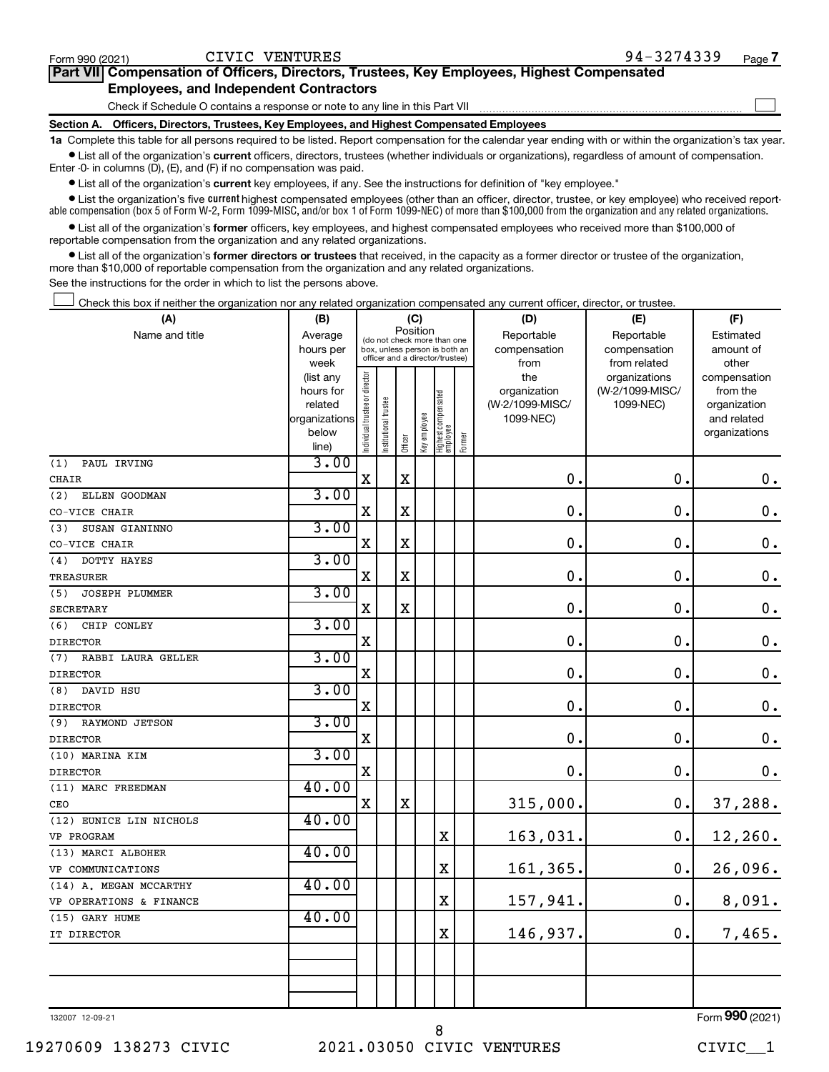Form 990 (2021) CIVIC VENTURES 94-3274339

## Part VII Compensation of Officers, Directors, Trustees, Key Employees, Highest Compensated Employees, and Independent Contractors

Check if Schedule O contains a response or note to any line in this Part VII

### Section A. Officers, Directors, Trustees, Key Employees, and Highest Compensated Employees

**1a** Complete this table for all persons required to be listed. Report compensation for the calendar year ending with or within the organization's tax year.

- List all of the organization's **current** officers, directors, trustees (whether individuals or organizations), regardless of amount of compensation. Enter -0- in columns (D), (E), and (F) if no compensation was paid.
- List all of the organization's **current** key employees, if any. See the instructions for definition of "key employee."
- List the organization's five **current** highest compensated employees (other than an officer, director, trustee, or key employee) who received reportable compensation (box 5 of Form W-2, Form 1099-MISC, and/or box 1 of Form 1099-NEC) of more than $100,000 from the organization and any related organizations.
- List all of the organization's **former** officers, key employees, and highest compensated employees who received more than $100,000 of reportable compensation from the organization and any related organizations.
- List all of the organization's **former directors or trustees** that received, in the capacity as a former director or trustee of the organization, more than $10,000 of reportable compensation from the organization and any related organizations.

See the instructions for the order in which to list the persons above.

Check this box if neither the organization nor any related organization compensated any current officer, director, or trustee.

| (A) Name and title | (B) Average hours per week (list any hours for related organizations below line) | (C) Position: Individual trustee or director | Institutional trustee | Officer | Key employee | Highest compensated employee | Former | (D) Reportable compensation from the organization (W-2/1099-MISC/1099-NEC) | (E) Reportable compensation from related organizations (W-2/1099-MISC/1099-NEC) | (F) Estimated amount of other compensation from the organization and related organizations |
|---|---|---|---|---|---|---|---|---|---|---|
| (1) PAUL IRVING<br>CHAIR | 3.00 | X | | X | | | | 0. | 0. | 0. |
| (2) ELLEN GOODMAN<br>CO-VICE CHAIR | 3.00 | X | | X | | | | 0. | 0. | 0. |
| (3) SUSAN GIANINNO<br>CO-VICE CHAIR | 3.00 | X | | X | | | | 0. | 0. | 0. |
| (4) DOTTY HAYES<br>TREASURER | 3.00 | X | | X | | | | 0. | 0. | 0. |
| (5) JOSEPH PLUMMER<br>SECRETARY | 3.00 | X | | X | | | | 0. | 0. | 0. |
| (6) CHIP CONLEY<br>DIRECTOR | 3.00 | X | | | | | | 0. | 0. | 0. |
| (7) RABBI LAURA GELLER<br>DIRECTOR | 3.00 | X | | | | | | 0. | 0. | 0. |
| (8) DAVID HSU<br>DIRECTOR | 3.00 | X | | | | | | 0. | 0. | 0. |
| (9) RAYMOND JETSON<br>DIRECTOR | 3.00 | X | | | | | | 0. | 0. | 0. |
| (10) MARINA KIM<br>DIRECTOR | 3.00 | X | | | | | | 0. | 0. | 0. |
| (11) MARC FREEDMAN<br>CEO | 40.00 | X | | X | | | | 315,000. | 0. | 37,288. |
| (12) EUNICE LIN NICHOLS<br>VP PROGRAM | 40.00 | | | | | X | | 163,031. | 0. | 12,260. |
| (13) MARCI ALBOHER<br>VP COMMUNICATIONS | 40.00 | | | | | X | | 161,365. | 0. | 26,096. |
| (14) A. MEGAN MCCARTHY<br>VP OPERATIONS & FINANCE | 40.00 | | | | | X | | 157,941. | 0. | 8,091. |
| (15) GARY HUME<br>IT DIRECTOR | 40.00 | | | | | X | | 146,937. | 0. | 7,465. |
| | | | | | | | | | | |
| | | | | | | | | | | |

132007 12-09-21 Form 990 (2021)

19270609 138273 CIVIC 2021.03050 CIVIC VENTURES CIVIC__1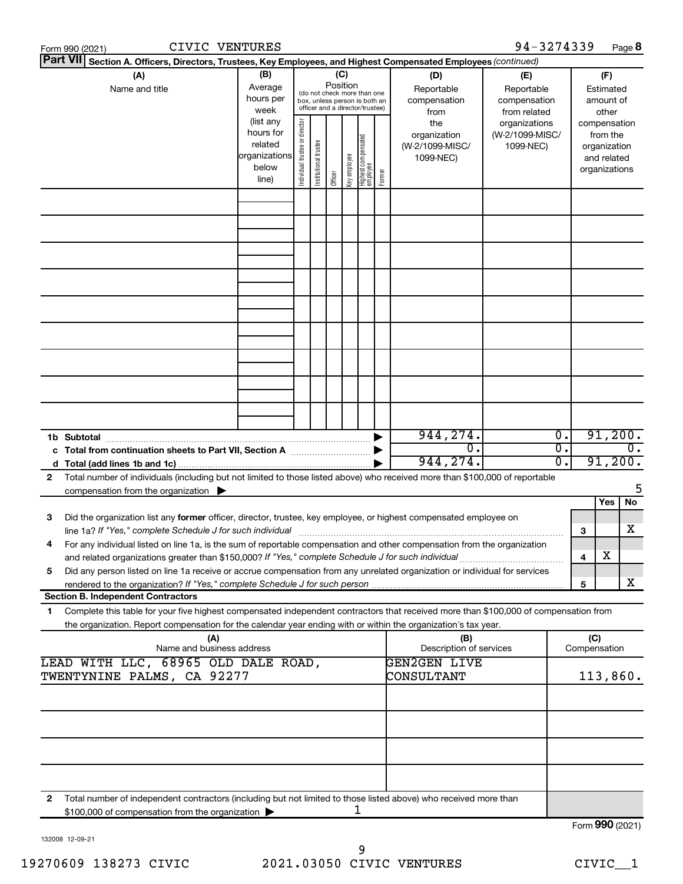Form 990 (2021) CIVIC VENTURES 94-3274339 Page 8

**Part VII Section A. Officers, Directors, Trustees, Key Employees, and Highest Compensated Employees** *(continued)*

| (A) Name and title | (B) Average hours per week (list any hours for related organizations below line) | (C) Position: Individual trustee or director | Institutional trustee | Officer | Key employee | Highest compensated employee | Former | (D) Reportable compensation from the organization (W-2/1099-MISC/ 1099-NEC) | (E) Reportable compensation from related organizations (W-2/1099-MISC/ 1099-NEC) | (F) Estimated amount of other compensation from the organization and related organizations |
|---|---|---|---|---|---|---|---|---|---|---|
| | | | | | | | | | | |
| | | | | | | | | | | |
| | | | | | | | | | | |
| | | | | | | | | | | |
| | | | | | | | | | | |
| | | | | | | | | | | |
| | | | | | | | | | | |
| | | | | | | | | | | |
| | | | | | | | | | | |
| **1b Subtotal** | | | | | | | ▶ | 944,274. | 0. | 91,200. |
| **c Total from continuation sheets to Part VII, Section A** | | | | | | | ▶ | 0. | 0. | 0. |
| **d Total (add lines 1b and 1c)** | | | | | | | ▶ | 944,274. | 0. | 91,200. |

**2** Total number of individuals (including but not limited to those listed above) who received more than $100,000 of reportable compensation from the organization ▶ 5

| | | | Yes | No |
|---|---|---|---|---|
| **3** | Did the organization list any **former** officer, director, trustee, key employee, or highest compensated employee on line 1a? *If "Yes," complete Schedule J for such individual* | 3 | | X |
| **4** | For any individual listed on line 1a, is the sum of reportable compensation and other compensation from the organization and related organizations greater than $150,000? *If "Yes," complete Schedule J for such individual* | 4 | X | |
| **5** | Did any person listed on line 1a receive or accrue compensation from any unrelated organization or individual for services rendered to the organization? *If "Yes," complete Schedule J for such person* | 5 | | X |

**Section B. Independent Contractors**

**1** Complete this table for your five highest compensated independent contractors that received more than $100,000 of compensation from the organization. Report compensation for the calendar year ending with or within the organization's tax year.

| (A) Name and business address | (B) Description of services | (C) Compensation |
|---|---|---|
| LEAD WITH LLC, 68965 OLD DALE ROAD, TWENTYNINE PALMS, CA 92277 | GEN2GEN LIVE CONSULTANT | 113,860. |
| | | |
| | | |
| | | |
| | | |

**2** Total number of independent contractors (including but not limited to those listed above) who received more than $100,000 of compensation from the organization ▶ 1

Form **990** (2021)

132008 12-09-21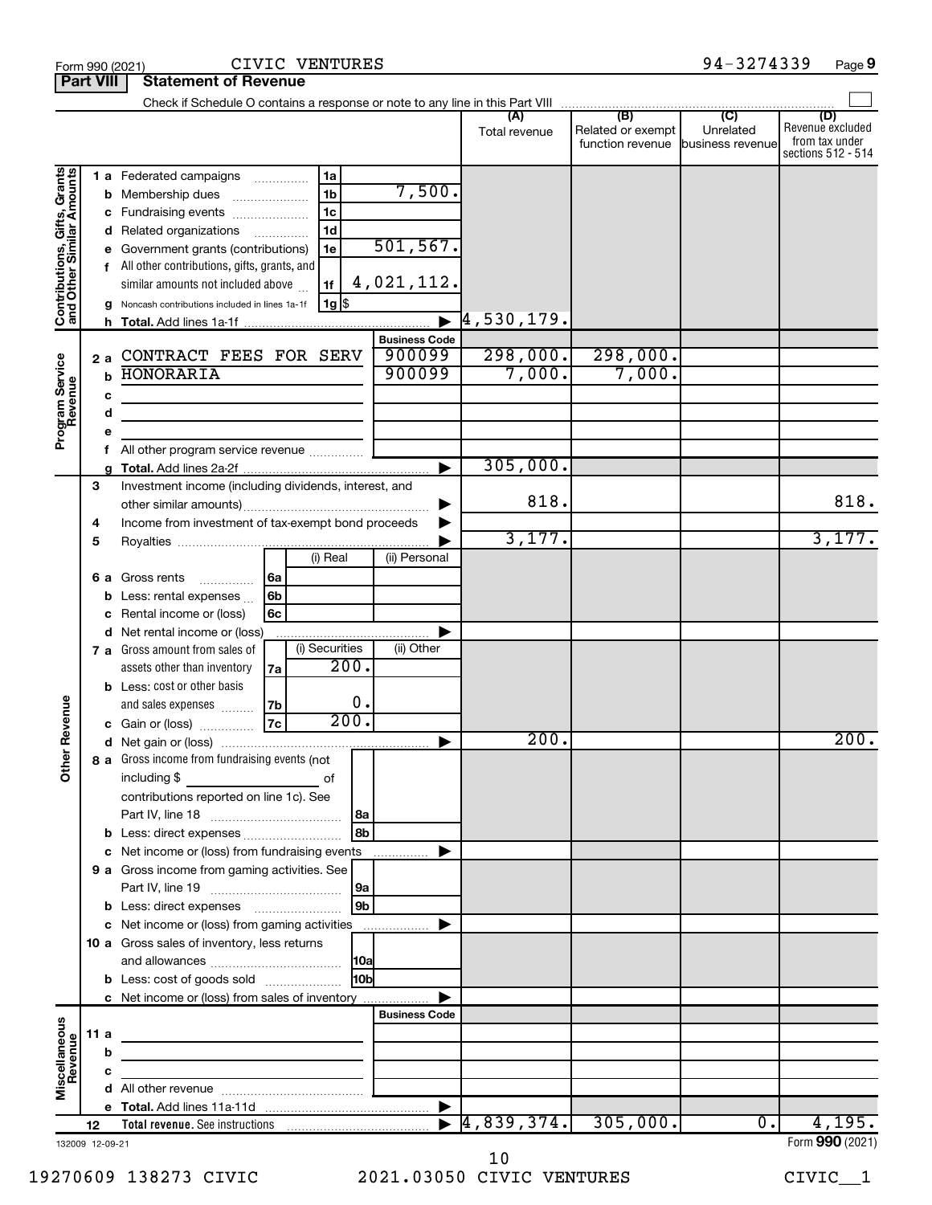Form 990 (2021) CIVIC VENTURES 94-3274339 Page 9

**Part VIII Statement of Revenue**

Check if Schedule O contains a response or note to any line in this Part VIII

| | | | | (A) Total revenue | (B) Related or exempt function revenue | (C) Unrelated business revenue | (D) Revenue excluded from tax under sections 512 - 514 |
|---|---|---|---|---|---|---|---|
| **Contributions, Gifts, Grants and Other Similar Amounts** | 1 a Federated campaigns | 1a | | | | | |
| | b Membership dues | 1b | 7,500. | | | | |
| | c Fundraising events | 1c | | | | | |
| | d Related organizations | 1d | | | | | |
| | e Government grants (contributions) | 1e | 501,567. | | | | |
| | f All other contributions, gifts, grants, and similar amounts not included above | 1f | 4,021,112. | | | | |
| | g Noncash contributions included in lines 1a-1f | 1g | $ | | | | |
| | h **Total.** Add lines 1a-1f | | | 4,530,179. | | | |
| **Program Service Revenue** | | | **Business Code** | | | | |
| | 2 a CONTRACT FEES FOR SERV | | 900099 | 298,000. | 298,000. | | |
| | b HONORARIA | | 900099 | 7,000. | 7,000. | | |
| | c | | | | | | |
| | d | | | | | | |
| | e | | | | | | |
| | f All other program service revenue | | | | | | |
| | g **Total.** Add lines 2a-2f | | | 305,000. | | | |
| **Other Revenue** | 3 Investment income (including dividends, interest, and other similar amounts) | | | 818. | | | 818. |
| | 4 Income from investment of tax-exempt bond proceeds | | | | | | |
| | 5 Royalties | | | 3,177. | | | 3,177. |
| | | | (i) Real / (ii) Personal | | | | |
| | 6 a Gross rents | 6a | | | | | |
| | b Less: rental expenses | 6b | | | | | |
| | c Rental income or (loss) | 6c | | | | | |
| | d Net rental income or (loss) | | | | | | |
| | | | (i) Securities / (ii) Other | | | | |
| | 7 a Gross amount from sales of assets other than inventory | 7a | 200. | | | | |
| | b Less: cost or other basis and sales expenses | 7b | 0. | | | | |
| | c Gain or (loss) | 7c | 200. | | | | |
| | d Net gain or (loss) | | | 200. | | | 200. |
| | 8 a Gross income from fundraising events (not including $ of contributions reported on line 1c). See Part IV, line 18 | 8a | | | | | |
| | b Less: direct expenses | 8b | | | | | |
| | c Net income or (loss) from fundraising events | | | | | | |
| | 9 a Gross income from gaming activities. See Part IV, line 19 | 9a | | | | | |
| | b Less: direct expenses | 9b | | | | | |
| | c Net income or (loss) from gaming activities | | | | | | |
| | 10 a Gross sales of inventory, less returns and allowances | 10a | | | | | |
| | b Less: cost of goods sold | 10b | | | | | |
| | c Net income or (loss) from sales of inventory | | | | | | |
| **Miscellaneous Revenue** | | | **Business Code** | | | | |
| | 11 a | | | | | | |
| | b | | | | | | |
| | c | | | | | | |
| | d All other revenue | | | | | | |
| | e **Total.** Add lines 11a-11d | | | | | | |
| | 12 **Total revenue.** See instructions | | | 4,839,374. | 305,000. | 0. | 4,195. |

132009 12-09-21

Form **990** (2021)

19270609 138273 CIVIC 2021.03050 CIVIC VENTURES CIVIC__1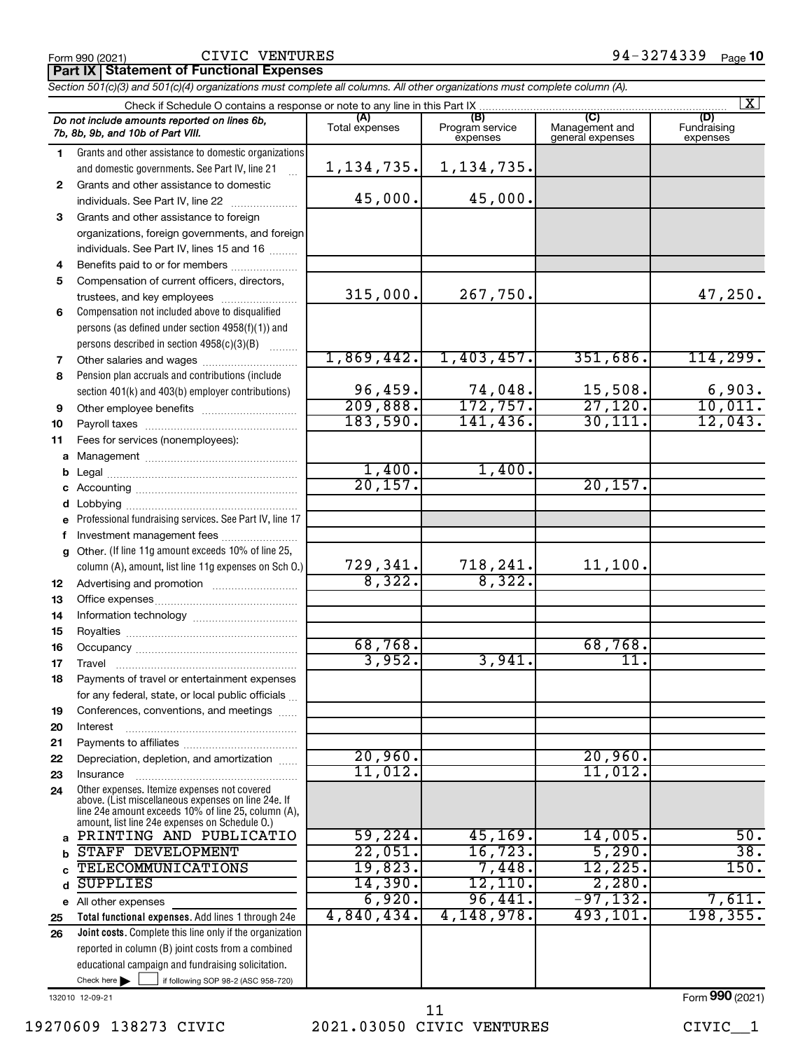Form 990 (2021) CIVIC VENTURES 94-3274339 Page 10

**Part IX | Statement of Functional Expenses**

*Section 501(c)(3) and 501(c)(4) organizations must complete all columns. All other organizations must complete column (A).*

Check if Schedule O contains a response or note to any line in this Part IX [X]

| *Do not include amounts reported on lines 6b, 7b, 8b, 9b, and 10b of Part VIII.* | (A) Total expenses | (B) Program service expenses | (C) Management and general expenses | (D) Fundraising expenses |
|---|---|---|---|---|
| 1 Grants and other assistance to domestic organizations and domestic governments. See Part IV, line 21 | 1,134,735. | 1,134,735. | | |
| 2 Grants and other assistance to domestic individuals. See Part IV, line 22 | 45,000. | 45,000. | | |
| 3 Grants and other assistance to foreign organizations, foreign governments, and foreign individuals. See Part IV, lines 15 and 16 | | | | |
| 4 Benefits paid to or for members | | | | |
| 5 Compensation of current officers, directors, trustees, and key employees | 315,000. | 267,750. | | 47,250. |
| 6 Compensation not included above to disqualified persons (as defined under section 4958(f)(1)) and persons described in section 4958(c)(3)(B) | | | | |
| 7 Other salaries and wages | 1,869,442. | 1,403,457. | 351,686. | 114,299. |
| 8 Pension plan accruals and contributions (include section 401(k) and 403(b) employer contributions) | 96,459. | 74,048. | 15,508. | 6,903. |
| 9 Other employee benefits | 209,888. | 172,757. | 27,120. | 10,011. |
| 10 Payroll taxes | 183,590. | 141,436. | 30,111. | 12,043. |
| 11 Fees for services (nonemployees): | | | | |
| a Management | | | | |
| b Legal | 1,400. | 1,400. | | |
| c Accounting | 20,157. | | 20,157. | |
| d Lobbying | | | | |
| e Professional fundraising services. See Part IV, line 17 | | | | |
| f Investment management fees | | | | |
| g Other. (If line 11g amount exceeds 10% of line 25, column (A), amount, list line 11g expenses on Sch O.) | 729,341. | 718,241. | 11,100. | |
| 12 Advertising and promotion | 8,322. | 8,322. | | |
| 13 Office expenses | | | | |
| 14 Information technology | | | | |
| 15 Royalties | | | | |
| 16 Occupancy | 68,768. | | 68,768. | |
| 17 Travel | 3,952. | 3,941. | 11. | |
| 18 Payments of travel or entertainment expenses for any federal, state, or local public officials | | | | |
| 19 Conferences, conventions, and meetings | | | | |
| 20 Interest | | | | |
| 21 Payments to affiliates | | | | |
| 22 Depreciation, depletion, and amortization | 20,960. | | 20,960. | |
| 23 Insurance | 11,012. | | 11,012. | |
| 24 Other expenses. Itemize expenses not covered above. (List miscellaneous expenses on line 24e. If line 24e amount exceeds 10% of line 25, column (A), amount, list line 24e expenses on Schedule O.) | | | | |
| a PRINTING AND PUBLICATIO | 59,224. | 45,169. | 14,005. | 50. |
| b STAFF DEVELOPMENT | 22,051. | 16,723. | 5,290. | 38. |
| c TELECOMMUNICATIONS | 19,823. | 7,448. | 12,225. | 150. |
| d SUPPLIES | 14,390. | 12,110. | 2,280. | |
| e All other expenses | 6,920. | 96,441. | -97,132. | 7,611. |
| 25 **Total functional expenses.** Add lines 1 through 24e | 4,840,434. | 4,148,978. | 493,101. | 198,355. |
| 26 **Joint costs.** Complete this line only if the organization reported in column (B) joint costs from a combined educational campaign and fundraising solicitation. Check here [ ] if following SOP 98-2 (ASC 958-720) | | | | |

132010 12-09-21

Form **990** (2021)

19270609 138273 CIVIC 2021.03050 CIVIC VENTURES CIVIC__1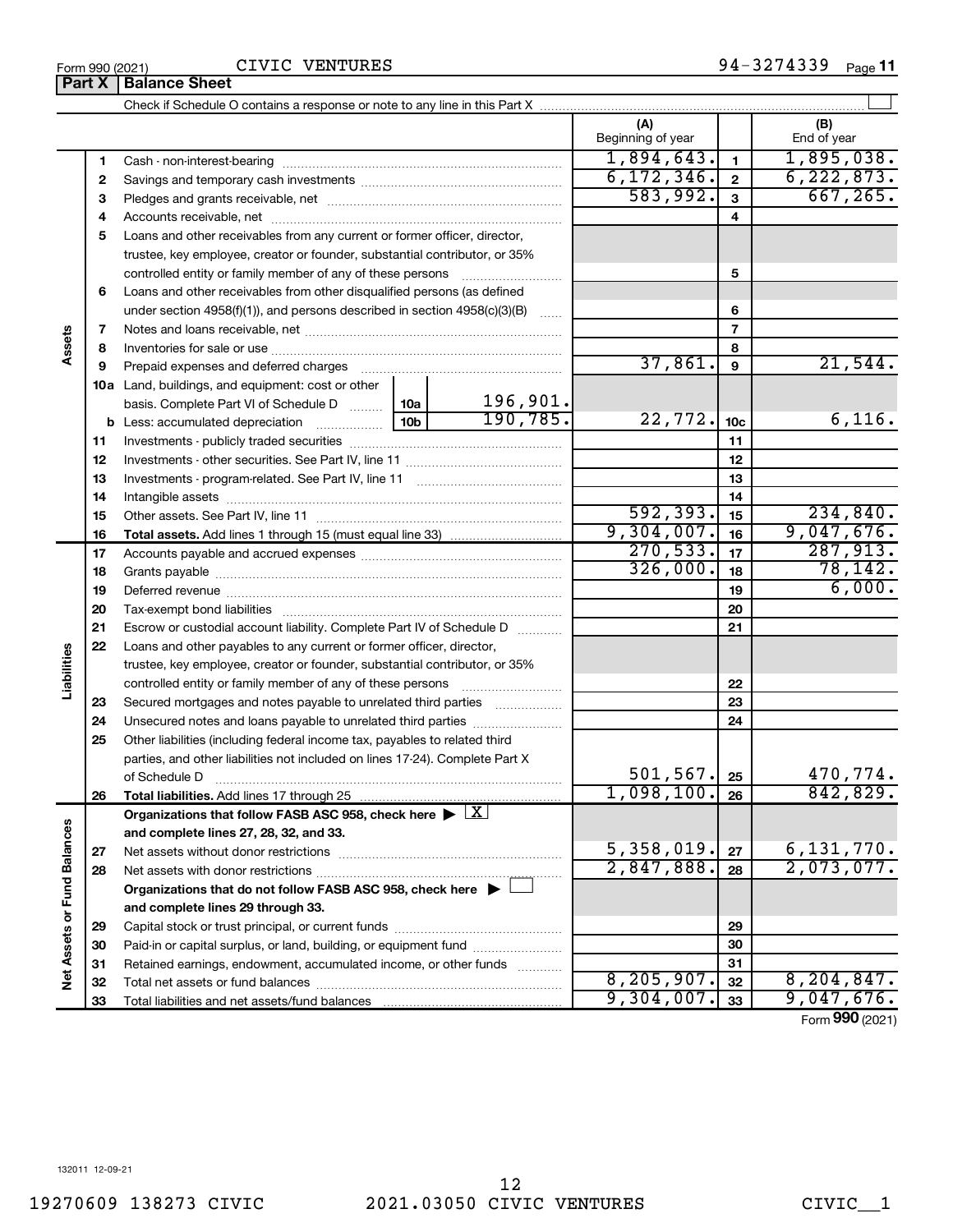Form 990 (2021) CIVIC VENTURES 94-3274339

## Part X | Balance Sheet

Check if Schedule O contains a response or note to any line in this Part X

| | | | (A) Beginning of year | | (B) End of year |
|---|---|---|---|---|---|
| Assets | 1 | Cash - non-interest-bearing | 1,894,643. | 1 | 1,895,038. |
| | 2 | Savings and temporary cash investments | 6,172,346. | 2 | 6,222,873. |
| | 3 | Pledges and grants receivable, net | 583,992. | 3 | 667,265. |
| | 4 | Accounts receivable, net | | 4 | |
| | 5 | Loans and other receivables from any current or former officer, director, trustee, key employee, creator or founder, substantial contributor, or 35% controlled entity or family member of any of these persons | | 5 | |
| | 6 | Loans and other receivables from other disqualified persons (as defined under section 4958(f)(1)), and persons described in section 4958(c)(3)(B) | | 6 | |
| | 7 | Notes and loans receivable, net | | 7 | |
| | 8 | Inventories for sale or use | | 8 | |
| | 9 | Prepaid expenses and deferred charges | 37,861. | 9 | 21,544. |
| | 10a | Land, buildings, and equipment: cost or other basis. Complete Part VI of Schedule D — 10a: 196,901. | | | |
| | b | Less: accumulated depreciation — 10b: 190,785. | 22,772. | 10c | 6,116. |
| | 11 | Investments - publicly traded securities | | 11 | |
| | 12 | Investments - other securities. See Part IV, line 11 | | 12 | |
| | 13 | Investments - program-related. See Part IV, line 11 | | 13 | |
| | 14 | Intangible assets | | 14 | |
| | 15 | Other assets. See Part IV, line 11 | 592,393. | 15 | 234,840. |
| | 16 | **Total assets.** Add lines 1 through 15 (must equal line 33) | 9,304,007. | 16 | 9,047,676. |
| Liabilities | 17 | Accounts payable and accrued expenses | 270,533. | 17 | 287,913. |
| | 18 | Grants payable | 326,000. | 18 | 78,142. |
| | 19 | Deferred revenue | | 19 | 6,000. |
| | 20 | Tax-exempt bond liabilities | | 20 | |
| | 21 | Escrow or custodial account liability. Complete Part IV of Schedule D | | 21 | |
| | 22 | Loans and other payables to any current or former officer, director, trustee, key employee, creator or founder, substantial contributor, or 35% controlled entity or family member of any of these persons | | 22 | |
| | 23 | Secured mortgages and notes payable to unrelated third parties | | 23 | |
| | 24 | Unsecured notes and loans payable to unrelated third parties | | 24 | |
| | 25 | Other liabilities (including federal income tax, payables to related third parties, and other liabilities not included on lines 17-24). Complete Part X of Schedule D | 501,567. | 25 | 470,774. |
| | 26 | **Total liabilities.** Add lines 17 through 25 | 1,098,100. | 26 | 842,829. |
| Net Assets or Fund Balances | | **Organizations that follow FASB ASC 958, check here ▶ [X] and complete lines 27, 28, 32, and 33.** | | | |
| | 27 | Net assets without donor restrictions | 5,358,019. | 27 | 6,131,770. |
| | 28 | Net assets with donor restrictions | 2,847,888. | 28 | 2,073,077. |
| | | **Organizations that do not follow FASB ASC 958, check here ▶ [ ] and complete lines 29 through 33.** | | | |
| | 29 | Capital stock or trust principal, or current funds | | 29 | |
| | 30 | Paid-in or capital surplus, or land, building, or equipment fund | | 30 | |
| | 31 | Retained earnings, endowment, accumulated income, or other funds | | 31 | |
| | 32 | Total net assets or fund balances | 8,205,907. | 32 | 8,204,847. |
| | 33 | Total liabilities and net assets/fund balances | 9,304,007. | 33 | 9,047,676. |

Form **990** (2021)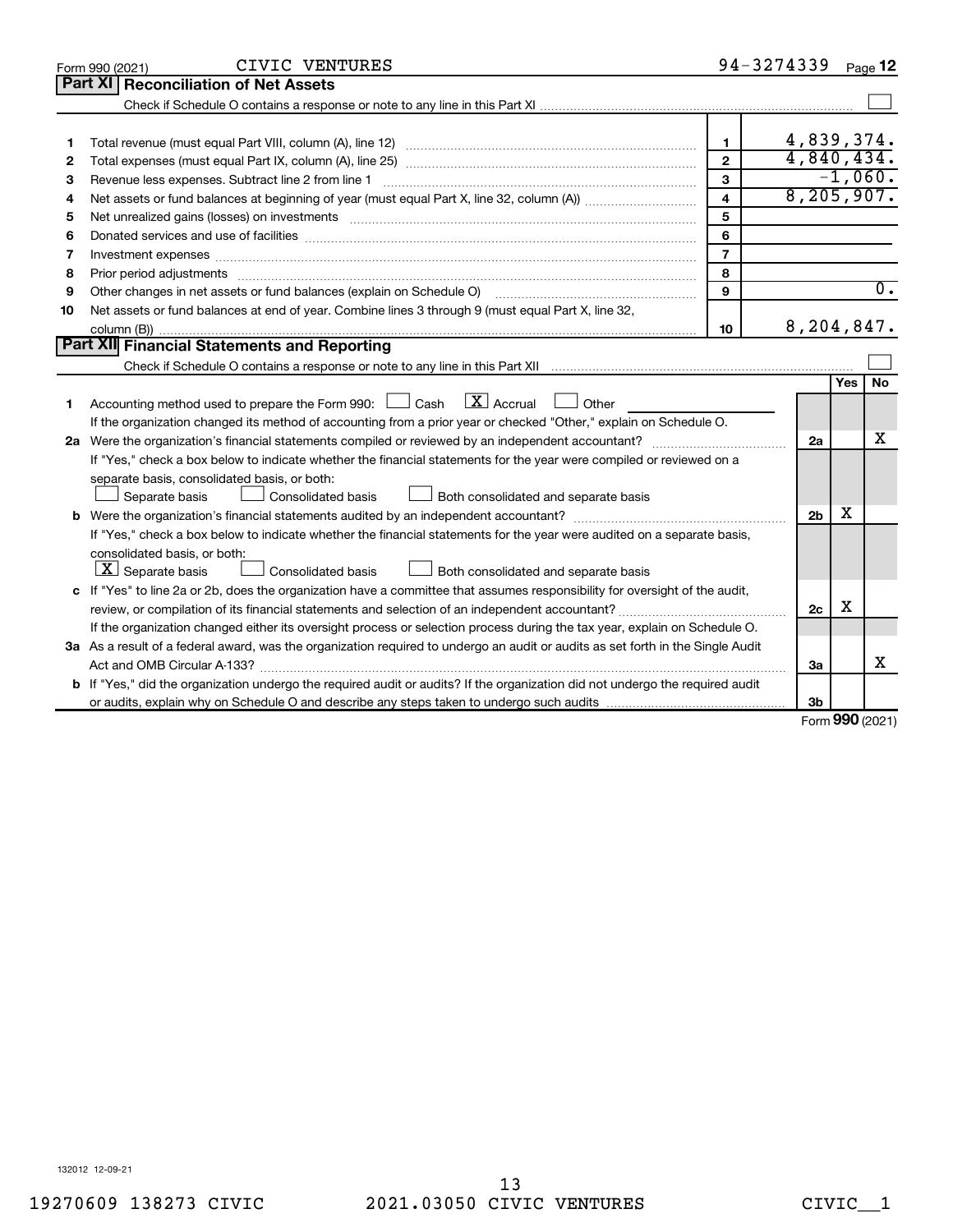Form 990 (2021) CIVIC VENTURES 94-3274339 Page 12

## Part XI Reconciliation of Net Assets

Check if Schedule O contains a response or note to any line in this Part XI ☐

| | | | |
|---|---|---|---|
| 1 | Total revenue (must equal Part VIII, column (A), line 12) | 1 | 4,839,374. |
| 2 | Total expenses (must equal Part IX, column (A), line 25) | 2 | 4,840,434. |
| 3 | Revenue less expenses. Subtract line 2 from line 1 | 3 | -1,060. |
| 4 | Net assets or fund balances at beginning of year (must equal Part X, line 32, column (A)) | 4 | 8,205,907. |
| 5 | Net unrealized gains (losses) on investments | 5 | |
| 6 | Donated services and use of facilities | 6 | |
| 7 | Investment expenses | 7 | |
| 8 | Prior period adjustments | 8 | |
| 9 | Other changes in net assets or fund balances (explain on Schedule O) | 9 | 0. |
| 10 | Net assets or fund balances at end of year. Combine lines 3 through 9 (must equal Part X, line 32, column (B)) | 10 | 8,204,847. |

## Part XII Financial Statements and Reporting

Check if Schedule O contains a response or note to any line in this Part XII ☐

| | | | Yes | No |
|---|---|---|---|---|
| 1 | Accounting method used to prepare the Form 990: ☐ Cash ☒ Accrual ☐ Other<br>If the organization changed its method of accounting from a prior year or checked "Other," explain on Schedule O. | | | |
| 2a | Were the organization's financial statements compiled or reviewed by an independent accountant?<br>If "Yes," check a box below to indicate whether the financial statements for the year were compiled or reviewed on a separate basis, consolidated basis, or both:<br>☐ Separate basis ☐ Consolidated basis ☐ Both consolidated and separate basis | 2a | | X |
| b | Were the organization's financial statements audited by an independent accountant?<br>If "Yes," check a box below to indicate whether the financial statements for the year were audited on a separate basis, consolidated basis, or both:<br>☒ Separate basis ☐ Consolidated basis ☐ Both consolidated and separate basis | 2b | X | |
| c | If "Yes" to line 2a or 2b, does the organization have a committee that assumes responsibility for oversight of the audit, review, or compilation of its financial statements and selection of an independent accountant?<br>If the organization changed either its oversight process or selection process during the tax year, explain on Schedule O. | 2c | X | |
| 3a | As a result of a federal award, was the organization required to undergo an audit or audits as set forth in the Single Audit Act and OMB Circular A-133? | 3a | | X |
| b | If "Yes," did the organization undergo the required audit or audits? If the organization did not undergo the required audit or audits, explain why on Schedule O and describe any steps taken to undergo such audits | 3b | | |

Form 990 (2021)

132012 12-09-21

19270609 138273 CIVIC 2021.03050 CIVIC VENTURES CIVIC__1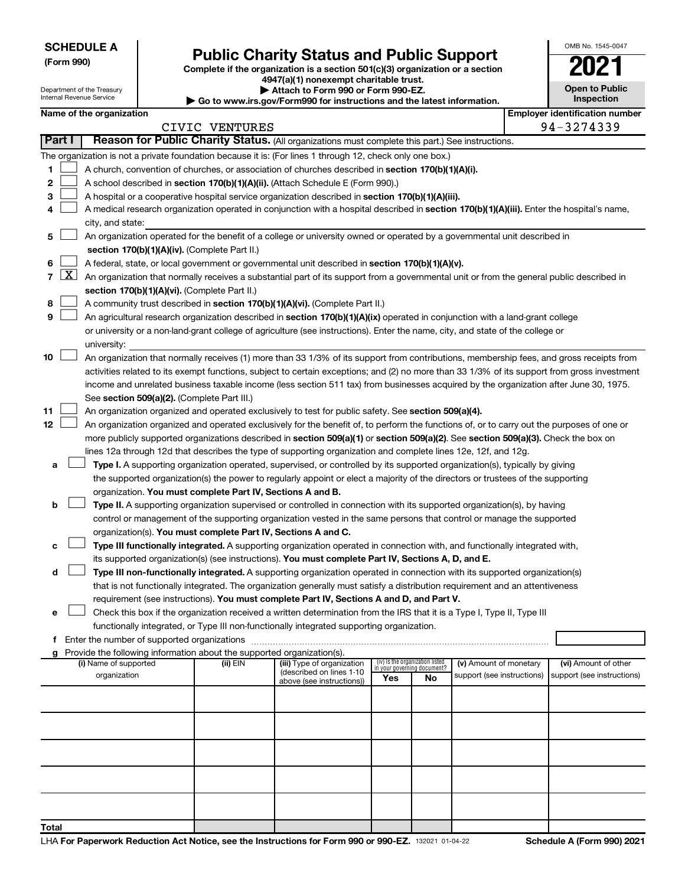**SCHEDULE A**
**(Form 990)**

Department of the Treasury
Internal Revenue Service

# Public Charity Status and Public Support

**Complete if the organization is a section 501(c)(3) organization or a section 4947(a)(1) nonexempt charitable trust.**
**▶ Attach to Form 990 or Form 990-EZ.**
**▶ Go to www.irs.gov/Form990 for instructions and the latest information.**

OMB No. 1545-0047

**2021**

**Open to Public Inspection**

**Name of the organization:** CIVIC VENTURES

**Employer identification number:** 94-3274339

## Part I — Reason for Public Charity Status. (All organizations must complete this part.) See instructions.

The organization is not a private foundation because it is: (For lines 1 through 12, check only one box.)

1. ☐ A church, convention of churches, or association of churches described in **section 170(b)(1)(A)(i).**
2. ☐ A school described in **section 170(b)(1)(A)(ii).** (Attach Schedule E (Form 990).)
3. ☐ A hospital or a cooperative hospital service organization described in **section 170(b)(1)(A)(iii).**
4. ☐ A medical research organization operated in conjunction with a hospital described in **section 170(b)(1)(A)(iii).** Enter the hospital's name, city, and state:
5. ☐ An organization operated for the benefit of a college or university owned or operated by a governmental unit described in **section 170(b)(1)(A)(iv).** (Complete Part II.)
6. ☐ A federal, state, or local government or governmental unit described in **section 170(b)(1)(A)(v).**
7. ☒ An organization that normally receives a substantial part of its support from a governmental unit or from the general public described in **section 170(b)(1)(A)(vi).** (Complete Part II.)
8. ☐ A community trust described in **section 170(b)(1)(A)(vi).** (Complete Part II.)
9. ☐ An agricultural research organization described in **section 170(b)(1)(A)(ix)** operated in conjunction with a land-grant college or university or a non-land-grant college of agriculture (see instructions). Enter the name, city, and state of the college or university:
10. ☐ An organization that normally receives (1) more than 33 1/3% of its support from contributions, membership fees, and gross receipts from activities related to its exempt functions, subject to certain exceptions; and (2) no more than 33 1/3% of its support from gross investment income and unrelated business taxable income (less section 511 tax) from businesses acquired by the organization after June 30, 1975. See **section 509(a)(2).** (Complete Part III.)
11. ☐ An organization organized and operated exclusively to test for public safety. See **section 509(a)(4).**
12. ☐ An organization organized and operated exclusively for the benefit of, to perform the functions of, or to carry out the purposes of one or more publicly supported organizations described in **section 509(a)(1)** or **section 509(a)(2).** See **section 509(a)(3).** Check the box on lines 12a through 12d that describes the type of supporting organization and complete lines 12e, 12f, and 12g.
   - **a** ☐ **Type I.** A supporting organization operated, supervised, or controlled by its supported organization(s), typically by giving the supported organization(s) the power to regularly appoint or elect a majority of the directors or trustees of the supporting organization. **You must complete Part IV, Sections A and B.**
   - **b** ☐ **Type II.** A supporting organization supervised or controlled in connection with its supported organization(s), by having control or management of the supporting organization vested in the same persons that control or manage the supported organization(s). **You must complete Part IV, Sections A and C.**
   - **c** ☐ **Type III functionally integrated.** A supporting organization operated in connection with, and functionally integrated with, its supported organization(s) (see instructions). **You must complete Part IV, Sections A, D, and E.**
   - **d** ☐ **Type III non-functionally integrated.** A supporting organization operated in connection with its supported organization(s) that is not functionally integrated. The organization generally must satisfy a distribution requirement and an attentiveness requirement (see instructions). **You must complete Part IV, Sections A and D, and Part V.**
   - **e** ☐ Check this box if the organization received a written determination from the IRS that it is a Type I, Type II, Type III functionally integrated, or Type III non-functionally integrated supporting organization.
   - **f** Enter the number of supported organizations
   - **g** Provide the following information about the supported organization(s).

| (i) Name of supported organization | (ii) EIN | (iii) Type of organization (described on lines 1-10 above (see instructions)) | (iv) Is the organization listed in your governing document? Yes | No | (v) Amount of monetary support (see instructions) | (vi) Amount of other support (see instructions) |
|---|---|---|---|---|---|---|
| | | | | | | |
| | | | | | | |
| | | | | | | |
| | | | | | | |
| | | | | | | |
| **Total** | | | | | | |

LHA **For Paperwork Reduction Act Notice, see the Instructions for Form 990 or 990-EZ.** 132021 01-04-22 **Schedule A (Form 990) 2021**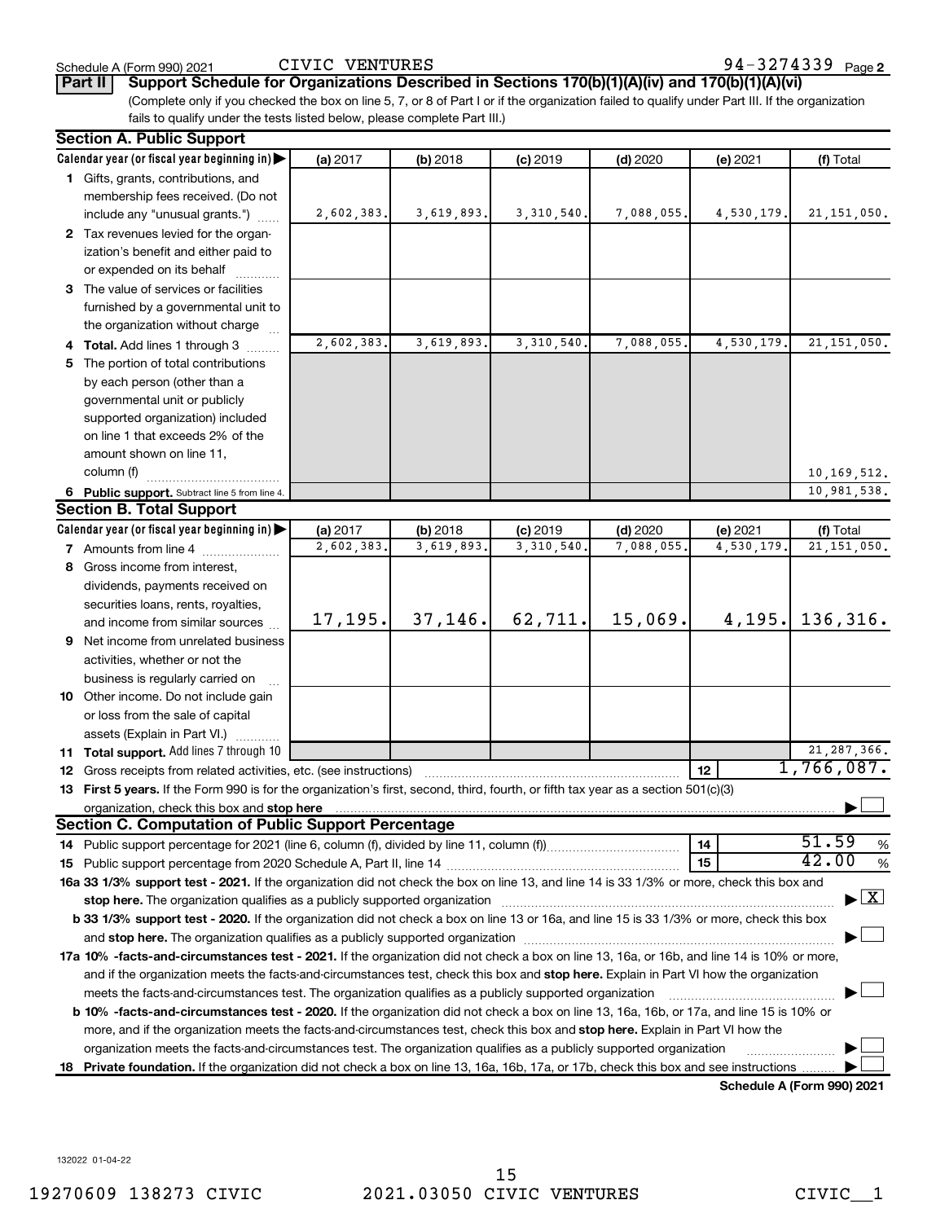Schedule A (Form 990) 2021 CIVIC VENTURES 94-3274339 Page 2

**Part II Support Schedule for Organizations Described in Sections 170(b)(1)(A)(iv) and 170(b)(1)(A)(vi)**

(Complete only if you checked the box on line 5, 7, or 8 of Part I or if the organization failed to qualify under Part III. If the organization fails to qualify under the tests listed below, please complete Part III.)

## Section A. Public Support

| Calendar year (or fiscal year beginning in) | (a) 2017 | (b) 2018 | (c) 2019 | (d) 2020 | (e) 2021 | (f) Total |
|---|---|---|---|---|---|---|
| 1 Gifts, grants, contributions, and membership fees received. (Do not include any "unusual grants.") | 2,602,383. | 3,619,893. | 3,310,540. | 7,088,055. | 4,530,179. | 21,151,050. |
| 2 Tax revenues levied for the organization's benefit and either paid to or expended on its behalf | | | | | | |
| 3 The value of services or facilities furnished by a governmental unit to the organization without charge | | | | | | |
| 4 **Total.** Add lines 1 through 3 | 2,602,383. | 3,619,893. | 3,310,540. | 7,088,055. | 4,530,179. | 21,151,050. |
| 5 The portion of total contributions by each person (other than a governmental unit or publicly supported organization) included on line 1 that exceeds 2% of the amount shown on line 11, column (f) | | | | | | 10,169,512. |
| 6 **Public support.** Subtract line 5 from line 4. | | | | | | 10,981,538. |

## Section B. Total Support

| Calendar year (or fiscal year beginning in) | (a) 2017 | (b) 2018 | (c) 2019 | (d) 2020 | (e) 2021 | (f) Total |
|---|---|---|---|---|---|---|
| 7 Amounts from line 4 | 2,602,383. | 3,619,893. | 3,310,540. | 7,088,055. | 4,530,179. | 21,151,050. |
| 8 Gross income from interest, dividends, payments received on securities loans, rents, royalties, and income from similar sources | 17,195. | 37,146. | 62,711. | 15,069. | 4,195. | 136,316. |
| 9 Net income from unrelated business activities, whether or not the business is regularly carried on | | | | | | |
| 10 Other income. Do not include gain or loss from the sale of capital assets (Explain in Part VI.) | | | | | | |
| 11 **Total support.** Add lines 7 through 10 | | | | | | 21,287,366. |

12 Gross receipts from related activities, etc. (see instructions) | 12 | 1,766,087.

13 **First 5 years.** If the Form 990 is for the organization's first, second, third, fourth, or fifth tax year as a section 501(c)(3) organization, check this box and **stop here** ☐

## Section C. Computation of Public Support Percentage

14 Public support percentage for 2021 (line 6, column (f), divided by line 11, column (f)) | 14 | 51.59 %

15 Public support percentage from 2020 Schedule A, Part II, line 14 | 15 | 42.00 %

**16a 33 1/3% support test - 2021.** If the organization did not check the box on line 13, and line 14 is 33 1/3% or more, check this box and **stop here.** The organization qualifies as a publicly supported organization ☒

**b 33 1/3% support test - 2020.** If the organization did not check a box on line 13 or 16a, and line 15 is 33 1/3% or more, check this box and **stop here.** The organization qualifies as a publicly supported organization ☐

**17a 10% -facts-and-circumstances test - 2021.** If the organization did not check a box on line 13, 16a, or 16b, and line 14 is 10% or more, and if the organization meets the facts-and-circumstances test, check this box and **stop here.** Explain in Part VI how the organization meets the facts-and-circumstances test. The organization qualifies as a publicly supported organization ☐

**b 10% -facts-and-circumstances test - 2020.** If the organization did not check a box on line 13, 16a, 16b, or 17a, and line 15 is 10% or more, and if the organization meets the facts-and-circumstances test, check this box and **stop here.** Explain in Part VI how the organization meets the facts-and-circumstances test. The organization qualifies as a publicly supported organization ☐

**18 Private foundation.** If the organization did not check a box on line 13, 16a, 16b, 17a, or 17b, check this box and see instructions ☐

**Schedule A (Form 990) 2021**

132022 01-04-22

19270609 138273 CIVIC 2021.03050 CIVIC VENTURES CIVIC__1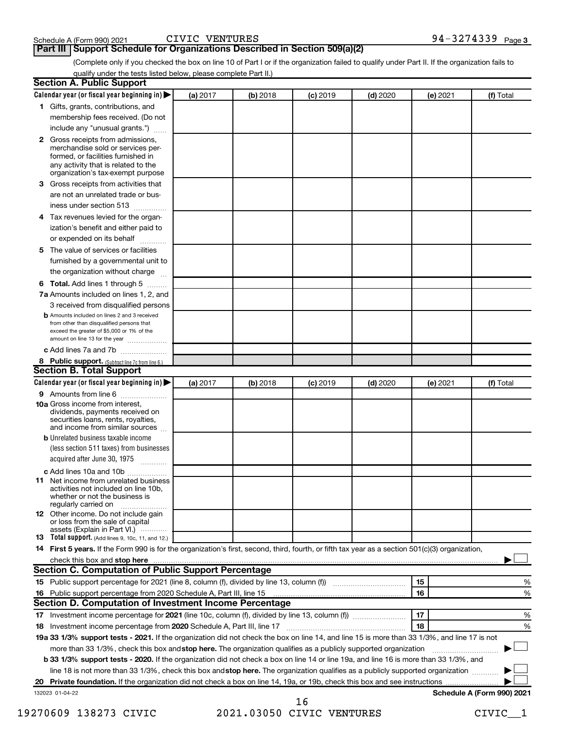Schedule A (Form 990) 2021 CIVIC VENTURES 94-3274339 Page 3

## Part III Support Schedule for Organizations Described in Section 509(a)(2)

(Complete only if you checked the box on line 10 of Part I or if the organization failed to qualify under Part II. If the organization fails to qualify under the tests listed below, please complete Part II.)

### Section A. Public Support

| Calendar year (or fiscal year beginning in) | (a) 2017 | (b) 2018 | (c) 2019 | (d) 2020 | (e) 2021 | (f) Total |
|---|---|---|---|---|---|---|
| **1** Gifts, grants, contributions, and membership fees received. (Do not include any "unusual grants.") | | | | | | |
| **2** Gross receipts from admissions, merchandise sold or services performed, or facilities furnished in any activity that is related to the organization's tax-exempt purpose | | | | | | |
| **3** Gross receipts from activities that are not an unrelated trade or business under section 513 | | | | | | |
| **4** Tax revenues levied for the organization's benefit and either paid to or expended on its behalf | | | | | | |
| **5** The value of services or facilities furnished by a governmental unit to the organization without charge | | | | | | |
| **6 Total.** Add lines 1 through 5 | | | | | | |
| **7a** Amounts included on lines 1, 2, and 3 received from disqualified persons | | | | | | |
| **b** Amounts included on lines 2 and 3 received from other than disqualified persons that exceed the greater of $5,000 or 1% of the amount on line 13 for the year | | | | | | |
| **c** Add lines 7a and 7b | | | | | | |
| **8 Public support.** (Subtract line 7c from line 6.) | | | | | | |

### Section B. Total Support

| Calendar year (or fiscal year beginning in) | (a) 2017 | (b) 2018 | (c) 2019 | (d) 2020 | (e) 2021 | (f) Total |
|---|---|---|---|---|---|---|
| **9** Amounts from line 6 | | | | | | |
| **10a** Gross income from interest, dividends, payments received on securities loans, rents, royalties, and income from similar sources | | | | | | |
| **b** Unrelated business taxable income (less section 511 taxes) from businesses acquired after June 30, 1975 | | | | | | |
| **c** Add lines 10a and 10b | | | | | | |
| **11** Net income from unrelated business activities not included on line 10b, whether or not the business is regularly carried on | | | | | | |
| **12** Other income. Do not include gain or loss from the sale of capital assets (Explain in Part VI.) | | | | | | |
| **13 Total support.** (Add lines 9, 10c, 11, and 12.) | | | | | | |

**14 First 5 years.** If the Form 990 is for the organization's first, second, third, fourth, or fifth tax year as a section 501(c)(3) organization, check this box and **stop here** ☐

### Section C. Computation of Public Support Percentage

| | | |
|---|---|---|
| **15** Public support percentage for 2021 (line 8, column (f), divided by line 13, column (f)) | 15 | % |
| **16** Public support percentage from 2020 Schedule A, Part III, line 15 | 16 | % |

### Section D. Computation of Investment Income Percentage

| | | |
|---|---|---|
| **17** Investment income percentage for **2021** (line 10c, column (f), divided by line 13, column (f)) | 17 | % |
| **18** Investment income percentage from **2020** Schedule A, Part III, line 17 | 18 | % |

**19a 33 1/3% support tests - 2021.** If the organization did not check the box on line 14, and line 15 is more than 33 1/3%, and line 17 is not more than 33 1/3%, check this box and **stop here.** The organization qualifies as a publicly supported organization ☐

**b 33 1/3% support tests - 2020.** If the organization did not check a box on line 14 or line 19a, and line 16 is more than 33 1/3%, and line 18 is not more than 33 1/3%, check this box and **stop here.** The organization qualifies as a publicly supported organization ☐

**20 Private foundation.** If the organization did not check a box on line 14, 19a, or 19b, check this box and see instructions ☐

132023 01-04-22 **Schedule A (Form 990) 2021**

19270609 138273 CIVIC 2021.03050 CIVIC VENTURES CIVIC__1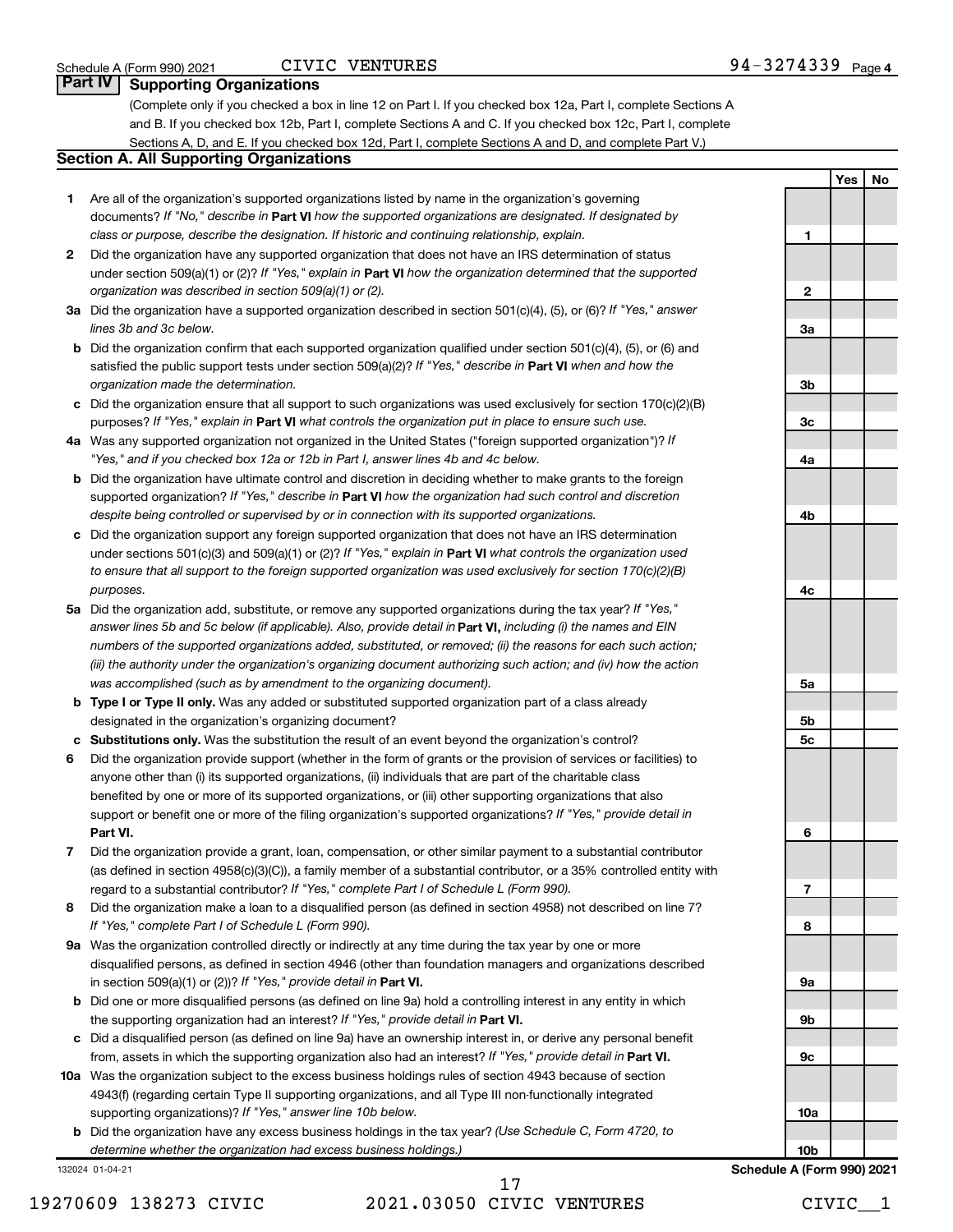Schedule A (Form 990) 2021 CIVIC VENTURES 94-3274339 Page 4

## Part IV Supporting Organizations

(Complete only if you checked a box in line 12 on Part I. If you checked box 12a, Part I, complete Sections A and B. If you checked box 12b, Part I, complete Sections A and C. If you checked box 12c, Part I, complete Sections A, D, and E. If you checked box 12d, Part I, complete Sections A and D, and complete Part V.)

### Section A. All Supporting Organizations

| | | | Yes | No |
|---|---|---|---|---|
| **1** | Are all of the organization's supported organizations listed by name in the organization's governing documents? *If "No," describe in* **Part VI** *how the supported organizations are designated. If designated by class or purpose, describe the designation. If historic and continuing relationship, explain.* | **1** | | |
| **2** | Did the organization have any supported organization that does not have an IRS determination of status under section 509(a)(1) or (2)? *If "Yes," explain in* **Part VI** *how the organization determined that the supported organization was described in section 509(a)(1) or (2).* | **2** | | |
| **3a** | Did the organization have a supported organization described in section 501(c)(4), (5), or (6)? *If "Yes," answer lines 3b and 3c below.* | **3a** | | |
| **b** | Did the organization confirm that each supported organization qualified under section 501(c)(4), (5), or (6) and satisfied the public support tests under section 509(a)(2)? *If "Yes," describe in* **Part VI** *when and how the organization made the determination.* | **3b** | | |
| **c** | Did the organization ensure that all support to such organizations was used exclusively for section 170(c)(2)(B) purposes? *If "Yes," explain in* **Part VI** *what controls the organization put in place to ensure such use.* | **3c** | | |
| **4a** | Was any supported organization not organized in the United States ("foreign supported organization")? *If "Yes," and if you checked box 12a or 12b in Part I, answer lines 4b and 4c below.* | **4a** | | |
| **b** | Did the organization have ultimate control and discretion in deciding whether to make grants to the foreign supported organization? *If "Yes," describe in* **Part VI** *how the organization had such control and discretion despite being controlled or supervised by or in connection with its supported organizations.* | **4b** | | |
| **c** | Did the organization support any foreign supported organization that does not have an IRS determination under sections 501(c)(3) and 509(a)(1) or (2)? *If "Yes," explain in* **Part VI** *what controls the organization used to ensure that all support to the foreign supported organization was used exclusively for section 170(c)(2)(B) purposes.* | **4c** | | |
| **5a** | Did the organization add, substitute, or remove any supported organizations during the tax year? *If "Yes," answer lines 5b and 5c below (if applicable). Also, provide detail in* **Part VI,** *including (i) the names and EIN numbers of the supported organizations added, substituted, or removed; (ii) the reasons for each such action; (iii) the authority under the organization's organizing document authorizing such action; and (iv) how the action was accomplished (such as by amendment to the organizing document).* | **5a** | | |
| **b** | **Type I or Type II only.** Was any added or substituted supported organization part of a class already designated in the organization's organizing document? | **5b** | | |
| **c** | **Substitutions only.** Was the substitution the result of an event beyond the organization's control? | **5c** | | |
| **6** | Did the organization provide support (whether in the form of grants or the provision of services or facilities) to anyone other than (i) its supported organizations, (ii) individuals that are part of the charitable class benefited by one or more of its supported organizations, or (iii) other supporting organizations that also support or benefit one or more of the filing organization's supported organizations? *If "Yes," provide detail in* **Part VI.** | **6** | | |
| **7** | Did the organization provide a grant, loan, compensation, or other similar payment to a substantial contributor (as defined in section 4958(c)(3)(C)), a family member of a substantial contributor, or a 35% controlled entity with regard to a substantial contributor? *If "Yes," complete Part I of Schedule L (Form 990).* | **7** | | |
| **8** | Did the organization make a loan to a disqualified person (as defined in section 4958) not described on line 7? *If "Yes," complete Part I of Schedule L (Form 990).* | **8** | | |
| **9a** | Was the organization controlled directly or indirectly at any time during the tax year by one or more disqualified persons, as defined in section 4946 (other than foundation managers and organizations described in section 509(a)(1) or (2))? *If "Yes," provide detail in* **Part VI.** | **9a** | | |
| **b** | Did one or more disqualified persons (as defined on line 9a) hold a controlling interest in any entity in which the supporting organization had an interest? *If "Yes," provide detail in* **Part VI.** | **9b** | | |
| **c** | Did a disqualified person (as defined on line 9a) have an ownership interest in, or derive any personal benefit from, assets in which the supporting organization also had an interest? *If "Yes," provide detail in* **Part VI.** | **9c** | | |
| **10a** | Was the organization subject to the excess business holdings rules of section 4943 because of section 4943(f) (regarding certain Type II supporting organizations, and all Type III non-functionally integrated supporting organizations)? *If "Yes," answer line 10b below.* | **10a** | | |
| **b** | Did the organization have any excess business holdings in the tax year? *(Use Schedule C, Form 4720, to determine whether the organization had excess business holdings.)* | **10b** | | |

132024 01-04-21 **Schedule A (Form 990) 2021**

19270609 138273 CIVIC 2021.03050 CIVIC VENTURES CIVIC__1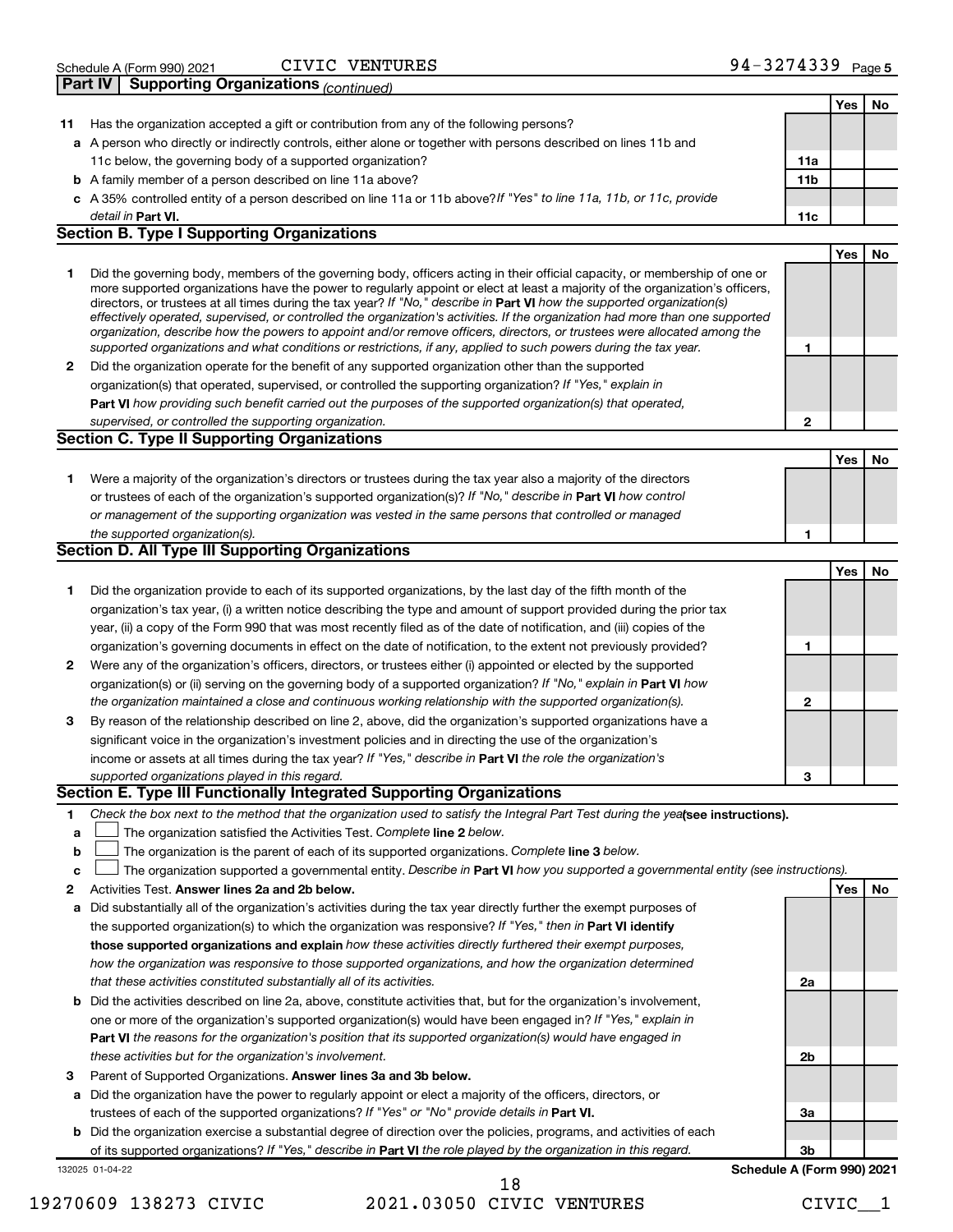## Part IV | Supporting Organizations *(continued)*

| | | | Yes | No |
|---|---|---|---|---|
| **11** | Has the organization accepted a gift or contribution from any of the following persons? | | | |
| **a** | A person who directly or indirectly controls, either alone or together with persons described on lines 11b and 11c below, the governing body of a supported organization? | **11a** | | |
| **b** | A family member of a person described on line 11a above? | **11b** | | |
| **c** | A 35% controlled entity of a person described on line 11a or 11b above? *If "Yes" to line 11a, 11b, or 11c, provide detail in* **Part VI.** | **11c** | | |

### Section B. Type I Supporting Organizations

| | | | Yes | No |
|---|---|---|---|---|
| **1** | Did the governing body, members of the governing body, officers acting in their official capacity, or membership of one or more supported organizations have the power to regularly appoint or elect at least a majority of the organization's officers, directors, or trustees at all times during the tax year? *If "No," describe in* **Part VI** *how the supported organization(s) effectively operated, supervised, or controlled the organization's activities. If the organization had more than one supported organization, describe how the powers to appoint and/or remove officers, directors, or trustees were allocated among the supported organizations and what conditions or restrictions, if any, applied to such powers during the tax year.* | **1** | | |
| **2** | Did the organization operate for the benefit of any supported organization other than the supported organization(s) that operated, supervised, or controlled the supporting organization? *If "Yes," explain in* **Part VI** *how providing such benefit carried out the purposes of the supported organization(s) that operated, supervised, or controlled the supporting organization.* | **2** | | |

### Section C. Type II Supporting Organizations

| | | | Yes | No |
|---|---|---|---|---|
| **1** | Were a majority of the organization's directors or trustees during the tax year also a majority of the directors or trustees of each of the organization's supported organization(s)? *If "No," describe in* **Part VI** *how control or management of the supporting organization was vested in the same persons that controlled or managed the supported organization(s).* | **1** | | |

### Section D. All Type III Supporting Organizations

| | | | Yes | No |
|---|---|---|---|---|
| **1** | Did the organization provide to each of its supported organizations, by the last day of the fifth month of the organization's tax year, (i) a written notice describing the type and amount of support provided during the prior tax year, (ii) a copy of the Form 990 that was most recently filed as of the date of notification, and (iii) copies of the organization's governing documents in effect on the date of notification, to the extent not previously provided? | **1** | | |
| **2** | Were any of the organization's officers, directors, or trustees either (i) appointed or elected by the supported organization(s) or (ii) serving on the governing body of a supported organization? *If "No," explain in* **Part VI** *how the organization maintained a close and continuous working relationship with the supported organization(s).* | **2** | | |
| **3** | By reason of the relationship described on line 2, above, did the organization's supported organizations have a significant voice in the organization's investment policies and in directing the use of the organization's income or assets at all times during the tax year? *If "Yes," describe in* **Part VI** *the role the organization's supported organizations played in this regard.* | **3** | | |

### Section E. Type III Functionally Integrated Supporting Organizations

**1** *Check the box next to the method that the organization used to satisfy the Integral Part Test during the year* **(see instructions).**

- **a** ☐ The organization satisfied the Activities Test. *Complete* **line 2** *below.*
- **b** ☐ The organization is the parent of each of its supported organizations. *Complete* **line 3** *below.*
- **c** ☐ The organization supported a governmental entity. *Describe in* **Part VI** *how you supported a governmental entity (see instructions).*

| | | | Yes | No |
|---|---|---|---|---|
| **2** | Activities Test. **Answer lines 2a and 2b below.** | | | |
| **a** | Did substantially all of the organization's activities during the tax year directly further the exempt purposes of the supported organization(s) to which the organization was responsive? *If "Yes," then in* **Part VI identify those supported organizations and explain** *how these activities directly furthered their exempt purposes, how the organization was responsive to those supported organizations, and how the organization determined that these activities constituted substantially all of its activities.* | **2a** | | |
| **b** | Did the activities described on line 2a, above, constitute activities that, but for the organization's involvement, one or more of the organization's supported organization(s) would have been engaged in? *If "Yes," explain in* **Part VI** *the reasons for the organization's position that its supported organization(s) would have engaged in these activities but for the organization's involvement.* | **2b** | | |
| **3** | Parent of Supported Organizations. **Answer lines 3a and 3b below.** | | | |
| **a** | Did the organization have the power to regularly appoint or elect a majority of the officers, directors, or trustees of each of the supported organizations? *If "Yes" or "No" provide details in* **Part VI.** | **3a** | | |
| **b** | Did the organization exercise a substantial degree of direction over the policies, programs, and activities of each of its supported organizations? *If "Yes," describe in* **Part VI** *the role played by the organization in this regard.* | **3b** | | |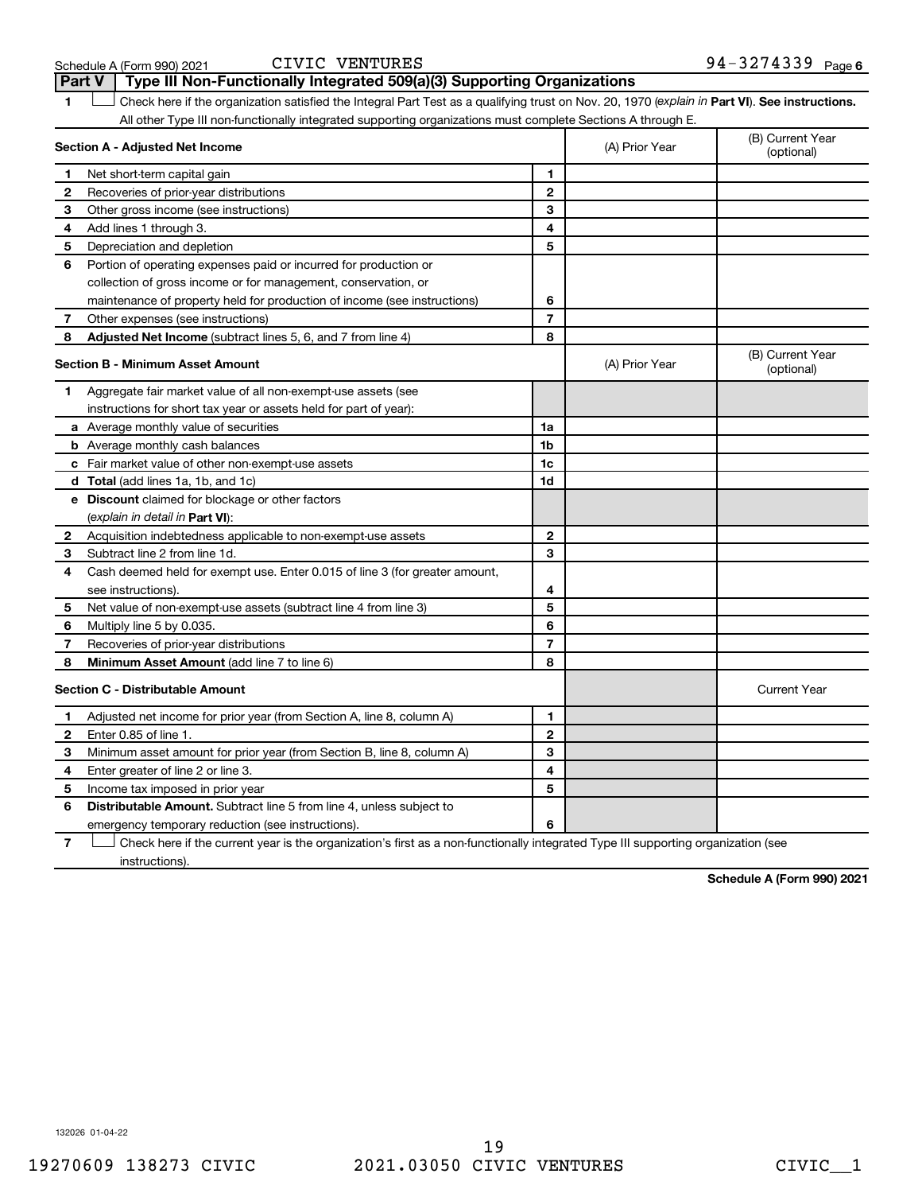Schedule A (Form 990) 2021 CIVIC VENTURES 94-3274339 Page 6

## Part V Type III Non-Functionally Integrated 509(a)(3) Supporting Organizations

1 ☐ Check here if the organization satisfied the Integral Part Test as a qualifying trust on Nov. 20, 1970 (*explain in* **Part VI**). **See instructions.** All other Type III non-functionally integrated supporting organizations must complete Sections A through E.

| **Section A - Adjusted Net Income** | | | (A) Prior Year | (B) Current Year (optional) |
|---|---|---|---|---|
| 1 | Net short-term capital gain | 1 | | |
| 2 | Recoveries of prior-year distributions | 2 | | |
| 3 | Other gross income (see instructions) | 3 | | |
| 4 | Add lines 1 through 3. | 4 | | |
| 5 | Depreciation and depletion | 5 | | |
| 6 | Portion of operating expenses paid or incurred for production or collection of gross income or for management, conservation, or maintenance of property held for production of income (see instructions) | 6 | | |
| 7 | Other expenses (see instructions) | 7 | | |
| 8 | **Adjusted Net Income** (subtract lines 5, 6, and 7 from line 4) | 8 | | |

| **Section B - Minimum Asset Amount** | | | (A) Prior Year | (B) Current Year (optional) |
|---|---|---|---|---|
| 1 | Aggregate fair market value of all non-exempt-use assets (see instructions for short tax year or assets held for part of year): | | | |
| a | Average monthly value of securities | 1a | | |
| b | Average monthly cash balances | 1b | | |
| c | Fair market value of other non-exempt-use assets | 1c | | |
| d | **Total** (add lines 1a, 1b, and 1c) | 1d | | |
| e | **Discount** claimed for blockage or other factors (*explain in detail in* **Part VI**): | | | |
| 2 | Acquisition indebtedness applicable to non-exempt-use assets | 2 | | |
| 3 | Subtract line 2 from line 1d. | 3 | | |
| 4 | Cash deemed held for exempt use. Enter 0.015 of line 3 (for greater amount, see instructions). | 4 | | |
| 5 | Net value of non-exempt-use assets (subtract line 4 from line 3) | 5 | | |
| 6 | Multiply line 5 by 0.035. | 6 | | |
| 7 | Recoveries of prior-year distributions | 7 | | |
| 8 | **Minimum Asset Amount** (add line 7 to line 6) | 8 | | |

| **Section C - Distributable Amount** | | | | Current Year |
|---|---|---|---|---|
| 1 | Adjusted net income for prior year (from Section A, line 8, column A) | 1 | | |
| 2 | Enter 0.85 of line 1. | 2 | | |
| 3 | Minimum asset amount for prior year (from Section B, line 8, column A) | 3 | | |
| 4 | Enter greater of line 2 or line 3. | 4 | | |
| 5 | Income tax imposed in prior year | 5 | | |
| 6 | **Distributable Amount.** Subtract line 5 from line 4, unless subject to emergency temporary reduction (see instructions). | 6 | | |

7 ☐ Check here if the current year is the organization's first as a non-functionally integrated Type III supporting organization (see instructions).

**Schedule A (Form 990) 2021**

132026 01-04-22

19270609 138273 CIVIC 2021.03050 CIVIC VENTURES CIVIC__1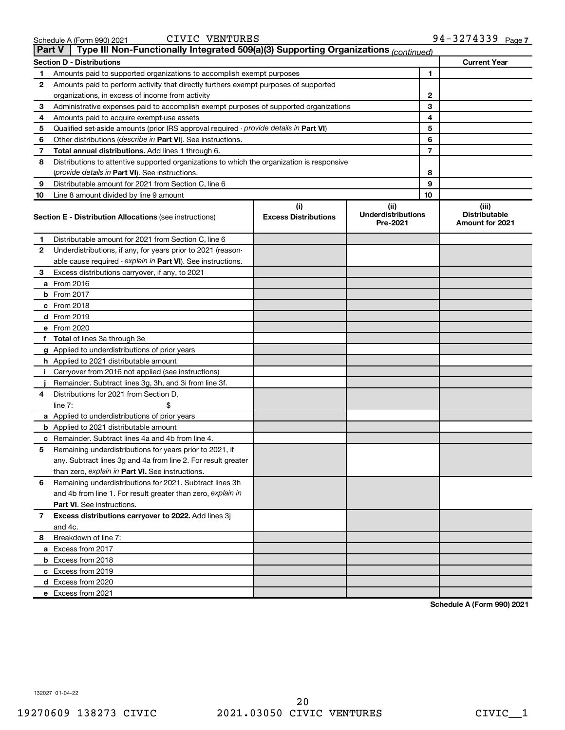Schedule A (Form 990) 2021 CIVIC VENTURES 94-3274339 Page 7

## Part V | Type III Non-Functionally Integrated 509(a)(3) Supporting Organizations *(continued)*

| Section D - Distributions | | | Current Year |
|---|---|---|---|
| 1 | Amounts paid to supported organizations to accomplish exempt purposes | 1 | |
| 2 | Amounts paid to perform activity that directly furthers exempt purposes of supported organizations, in excess of income from activity | 2 | |
| 3 | Administrative expenses paid to accomplish exempt purposes of supported organizations | 3 | |
| 4 | Amounts paid to acquire exempt-use assets | 4 | |
| 5 | Qualified set-aside amounts (prior IRS approval required - *provide details in* **Part VI**) | 5 | |
| 6 | Other distributions (*describe in* **Part VI**). See instructions. | 6 | |
| 7 | **Total annual distributions.** Add lines 1 through 6. | 7 | |
| 8 | Distributions to attentive supported organizations to which the organization is responsive (*provide details in* **Part VI**). See instructions. | 8 | |
| 9 | Distributable amount for 2021 from Section C, line 6 | 9 | |
| 10 | Line 8 amount divided by line 9 amount | 10 | |

| | **Section E - Distribution Allocations** (see instructions) | (i) Excess Distributions | (ii) Underdistributions Pre-2021 | (iii) Distributable Amount for 2021 |
|---|---|---|---|---|
| 1 | Distributable amount for 2021 from Section C, line 6 | | | |
| 2 | Underdistributions, if any, for years prior to 2021 (reasonable cause required - *explain in* **Part VI**). See instructions. | | | |
| 3 | Excess distributions carryover, if any, to 2021 | | | |
| a | From 2016 | | | |
| b | From 2017 | | | |
| c | From 2018 | | | |
| d | From 2019 | | | |
| e | From 2020 | | | |
| f | **Total** of lines 3a through 3e | | | |
| g | Applied to underdistributions of prior years | | | |
| h | Applied to 2021 distributable amount | | | |
| i | Carryover from 2016 not applied (see instructions) | | | |
| j | Remainder. Subtract lines 3g, 3h, and 3i from line 3f. | | | |
| 4 | Distributions for 2021 from Section D, line 7: $ | | | |
| a | Applied to underdistributions of prior years | | | |
| b | Applied to 2021 distributable amount | | | |
| c | Remainder. Subtract lines 4a and 4b from line 4. | | | |
| 5 | Remaining underdistributions for years prior to 2021, if any. Subtract lines 3g and 4a from line 2. For result greater than zero, *explain in* **Part VI.** See instructions. | | | |
| 6 | Remaining underdistributions for 2021. Subtract lines 3h and 4b from line 1. For result greater than zero, *explain in* **Part VI**. See instructions. | | | |
| 7 | **Excess distributions carryover to 2022.** Add lines 3j and 4c. | | | |
| 8 | Breakdown of line 7: | | | |
| a | Excess from 2017 | | | |
| b | Excess from 2018 | | | |
| c | Excess from 2019 | | | |
| d | Excess from 2020 | | | |
| e | Excess from 2021 | | | |

**Schedule A (Form 990) 2021**

132027 01-04-22

19270609 138273 CIVIC 2021.03050 CIVIC VENTURES CIVIC__1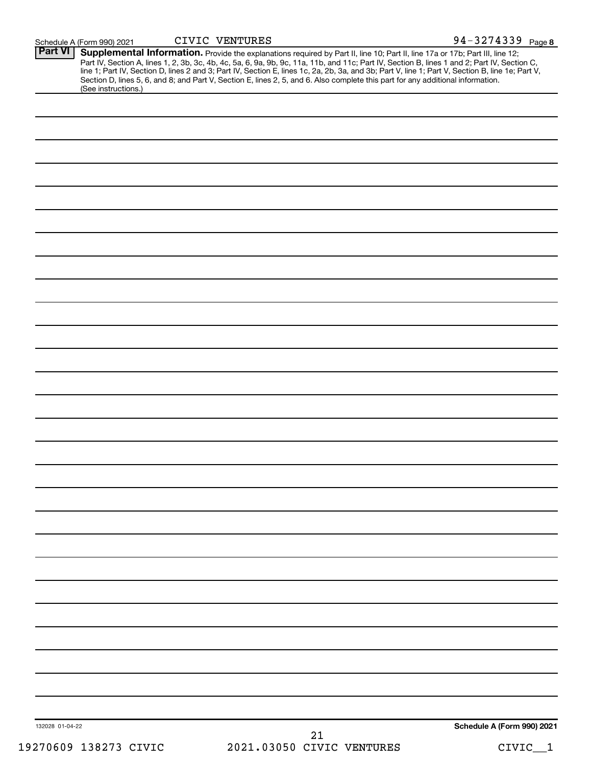Schedule A (Form 990) 2021 CIVIC VENTURES 94-3274339 Page 8

## Part VI Supplemental Information.

Provide the explanations required by Part II, line 10; Part II, line 17a or 17b; Part III, line 12; Part IV, Section A, lines 1, 2, 3b, 3c, 4b, 4c, 5a, 6, 9a, 9b, 9c, 11a, 11b, and 11c; Part IV, Section B, lines 1 and 2; Part IV, Section C, line 1; Part IV, Section D, lines 2 and 3; Part IV, Section E, lines 1c, 2a, 2b, 3a, and 3b; Part V, line 1; Part V, Section B, line 1e; Part V, Section D, lines 5, 6, and 8; and Part V, Section E, lines 2, 5, and 6. Also complete this part for any additional information. (See instructions.)

132028 01-04-22

Schedule A (Form 990) 2021

19270609 138273 CIVIC 2021.03050 CIVIC VENTURES CIVIC__1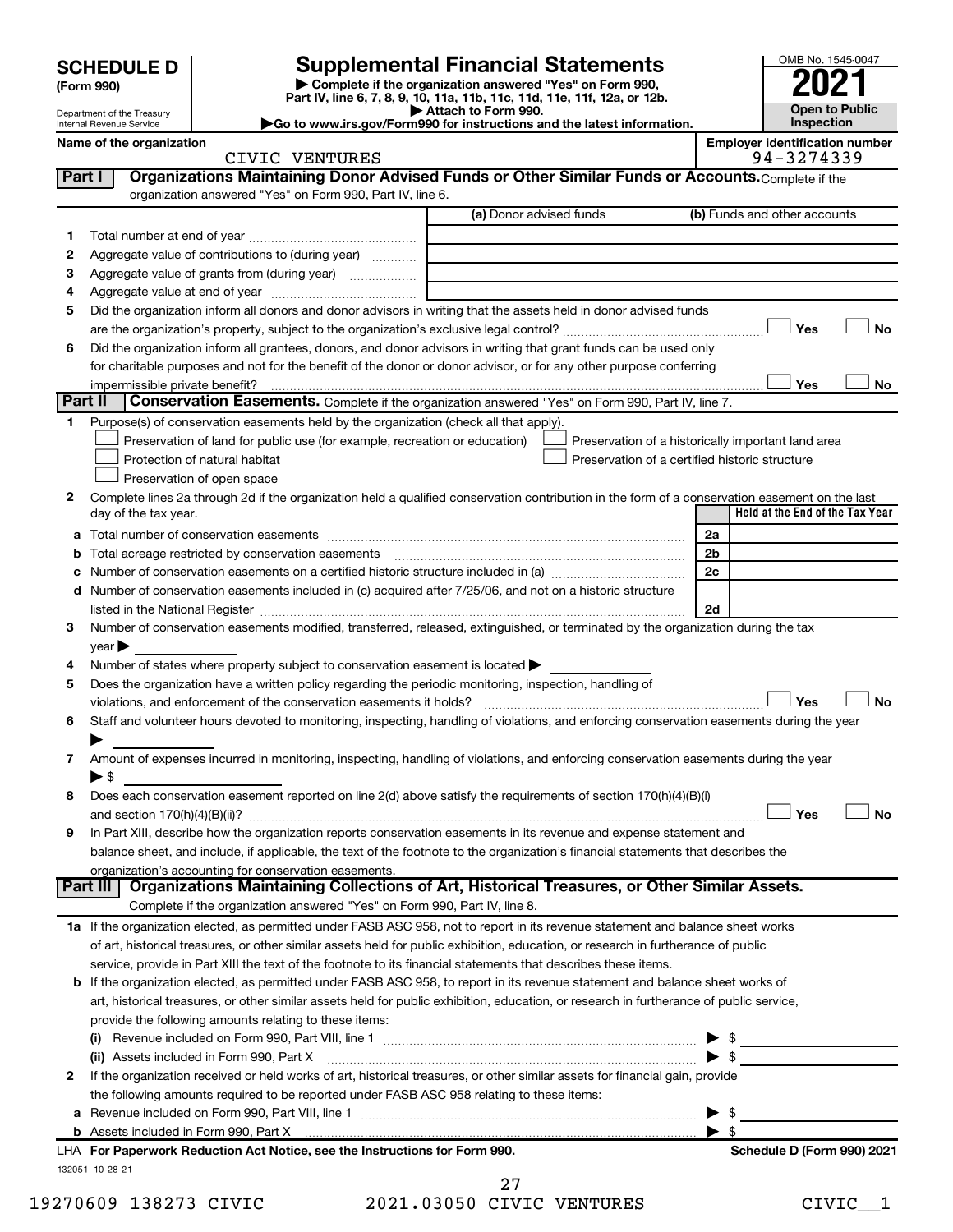# SCHEDULE D (Form 990)

Department of the Treasury
Internal Revenue Service

## Supplemental Financial Statements

▶ Complete if the organization answered "Yes" on Form 990, Part IV, line 6, 7, 8, 9, 10, 11a, 11b, 11c, 11d, 11e, 11f, 12a, or 12b.

▶ Attach to Form 990.

▶Go to www.irs.gov/Form990 for instructions and the latest information.

OMB No. 1545-0047

**2021**

**Open to Public Inspection**

Name of the organization: CIVIC VENTURES

Employer identification number: 94-3274339

### Part I Organizations Maintaining Donor Advised Funds or Other Similar Funds or Accounts. Complete if the organization answered "Yes" on Form 990, Part IV, line 6.

| | | (a) Donor advised funds | (b) Funds and other accounts |
|---|---|---|---|
| 1 | Total number at end of year | | |
| 2 | Aggregate value of contributions to (during year) | | |
| 3 | Aggregate value of grants from (during year) | | |
| 4 | Aggregate value at end of year | | |

5 Did the organization inform all donors and donor advisors in writing that the assets held in donor advised funds are the organization's property, subject to the organization's exclusive legal control? ☐ Yes ☐ No

6 Did the organization inform all grantees, donors, and donor advisors in writing that grant funds can be used only for charitable purposes and not for the benefit of the donor or donor advisor, or for any other purpose conferring impermissible private benefit? ☐ Yes ☐ No

### Part II Conservation Easements. Complete if the organization answered "Yes" on Form 990, Part IV, line 7.

1 Purpose(s) of conservation easements held by the organization (check all that apply).

- ☐ Preservation of land for public use (for example, recreation or education)
- ☐ Protection of natural habitat
- ☐ Preservation of open space
- ☐ Preservation of a historically important land area
- ☐ Preservation of a certified historic structure

2 Complete lines 2a through 2d if the organization held a qualified conservation contribution in the form of a conservation easement on the last day of the tax year.

| | | | Held at the End of the Tax Year |
|---|---|---|---|
| a | Total number of conservation easements | 2a | |
| b | Total acreage restricted by conservation easements | 2b | |
| c | Number of conservation easements on a certified historic structure included in (a) | 2c | |
| d | Number of conservation easements included in (c) acquired after 7/25/06, and not on a historic structure listed in the National Register | 2d | |

3 Number of conservation easements modified, transferred, released, extinguished, or terminated by the organization during the tax year ▶

4 Number of states where property subject to conservation easement is located ▶

5 Does the organization have a written policy regarding the periodic monitoring, inspection, handling of violations, and enforcement of the conservation easements it holds? ☐ Yes ☐ No

6 Staff and volunteer hours devoted to monitoring, inspecting, handling of violations, and enforcing conservation easements during the year ▶

7 Amount of expenses incurred in monitoring, inspecting, handling of violations, and enforcing conservation easements during the year ▶ $

8 Does each conservation easement reported on line 2(d) above satisfy the requirements of section 170(h)(4)(B)(i) and section 170(h)(4)(B)(ii)? ☐ Yes ☐ No

9 In Part XIII, describe how the organization reports conservation easements in its revenue and expense statement and balance sheet, and include, if applicable, the text of the footnote to the organization's financial statements that describes the organization's accounting for conservation easements.

### Part III Organizations Maintaining Collections of Art, Historical Treasures, or Other Similar Assets. Complete if the organization answered "Yes" on Form 990, Part IV, line 8.

1a If the organization elected, as permitted under FASB ASC 958, not to report in its revenue statement and balance sheet works of art, historical treasures, or other similar assets held for public exhibition, education, or research in furtherance of public service, provide in Part XIII the text of the footnote to its financial statements that describes these items.

b If the organization elected, as permitted under FASB ASC 958, to report in its revenue statement and balance sheet works of art, historical treasures, or other similar assets held for public exhibition, education, or research in furtherance of public service, provide the following amounts relating to these items:

(i) Revenue included on Form 990, Part VIII, line 1 ▶ $

(ii) Assets included in Form 990, Part X ▶ $

2 If the organization received or held works of art, historical treasures, or other similar assets for financial gain, provide the following amounts required to be reported under FASB ASC 958 relating to these items:

a Revenue included on Form 990, Part VIII, line 1 ▶ $

b Assets included in Form 990, Part X ▶ $

LHA For Paperwork Reduction Act Notice, see the Instructions for Form 990. Schedule D (Form 990) 2021

132051 10-28-21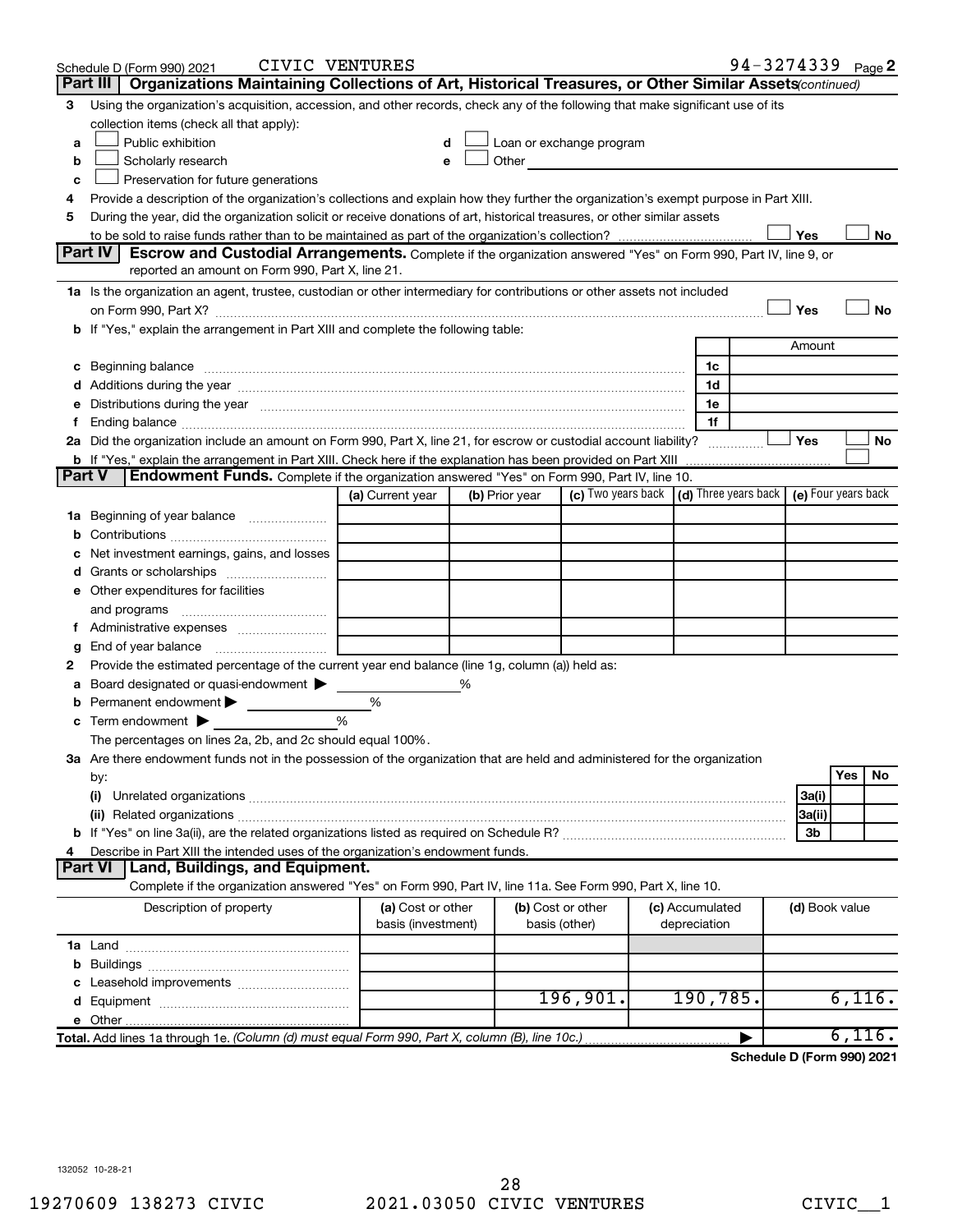Schedule D (Form 990) 2021 CIVIC VENTURES 94-3274339 Page 2

## Part III | Organizations Maintaining Collections of Art, Historical Treasures, or Other Similar Assets *(continued)*

**3** Using the organization's acquisition, accession, and other records, check any of the following that make significant use of its collection items (check all that apply):

- **a** ☐ Public exhibition
- **b** ☐ Scholarly research
- **c** ☐ Preservation for future generations
- **d** ☐ Loan or exchange program
- **e** ☐ Other

**4** Provide a description of the organization's collections and explain how they further the organization's exempt purpose in Part XIII.

**5** During the year, did the organization solicit or receive donations of art, historical treasures, or other similar assets to be sold to raise funds rather than to be maintained as part of the organization's collection? ☐ Yes ☐ No

## Part IV | Escrow and Custodial Arrangements.

Complete if the organization answered "Yes" on Form 990, Part IV, line 9, or reported an amount on Form 990, Part X, line 21.

**1a** Is the organization an agent, trustee, custodian or other intermediary for contributions or other assets not included on Form 990, Part X? ☐ Yes ☐ No

**b** If "Yes," explain the arrangement in Part XIII and complete the following table:

| | | Amount |
|---|---|---|
| **c** Beginning balance | 1c | |
| **d** Additions during the year | 1d | |
| **e** Distributions during the year | 1e | |
| **f** Ending balance | 1f | |

**2a** Did the organization include an amount on Form 990, Part X, line 21, for escrow or custodial account liability? ☐ Yes ☐ No

**b** If "Yes," explain the arrangement in Part XIII. Check here if the explanation has been provided on Part XIII ☐

## Part V | Endowment Funds.

Complete if the organization answered "Yes" on Form 990, Part IV, line 10.

| | (a) Current year | (b) Prior year | (c) Two years back | (d) Three years back | (e) Four years back |
|---|---|---|---|---|---|
| **1a** Beginning of year balance | | | | | |
| **b** Contributions | | | | | |
| **c** Net investment earnings, gains, and losses | | | | | |
| **d** Grants or scholarships | | | | | |
| **e** Other expenditures for facilities and programs | | | | | |
| **f** Administrative expenses | | | | | |
| **g** End of year balance | | | | | |

**2** Provide the estimated percentage of the current year end balance (line 1g, column (a)) held as:

- **a** Board designated or quasi-endowment ▶ %
- **b** Permanent endowment ▶ %
- **c** Term endowment ▶ %

The percentages on lines 2a, 2b, and 2c should equal 100%.

**3a** Are there endowment funds not in the possession of the organization that are held and administered for the organization by:

| | | Yes | No |
|---|---|---|---|
| **(i)** Unrelated organizations | 3a(i) | | |
| **(ii)** Related organizations | 3a(ii) | | |
| **b** If "Yes" on line 3a(ii), are the related organizations listed as required on Schedule R? | 3b | | |

**4** Describe in Part XIII the intended uses of the organization's endowment funds.

## Part VI | Land, Buildings, and Equipment.

Complete if the organization answered "Yes" on Form 990, Part IV, line 11a. See Form 990, Part X, line 10.

| Description of property | (a) Cost or other basis (investment) | (b) Cost or other basis (other) | (c) Accumulated depreciation | (d) Book value |
|---|---|---|---|---|
| **1a** Land | | | | |
| **b** Buildings | | | | |
| **c** Leasehold improvements | | | | |
| **d** Equipment | | 196,901. | 190,785. | 6,116. |
| **e** Other | | | | |
| **Total.** Add lines 1a through 1e. *(Column (d) must equal Form 990, Part X, column (B), line 10c.)* | | | ▶ | 6,116. |

Schedule D (Form 990) 2021

132052 10-28-21

19270609 138273 CIVIC 2021.03050 CIVIC VENTURES CIVIC__1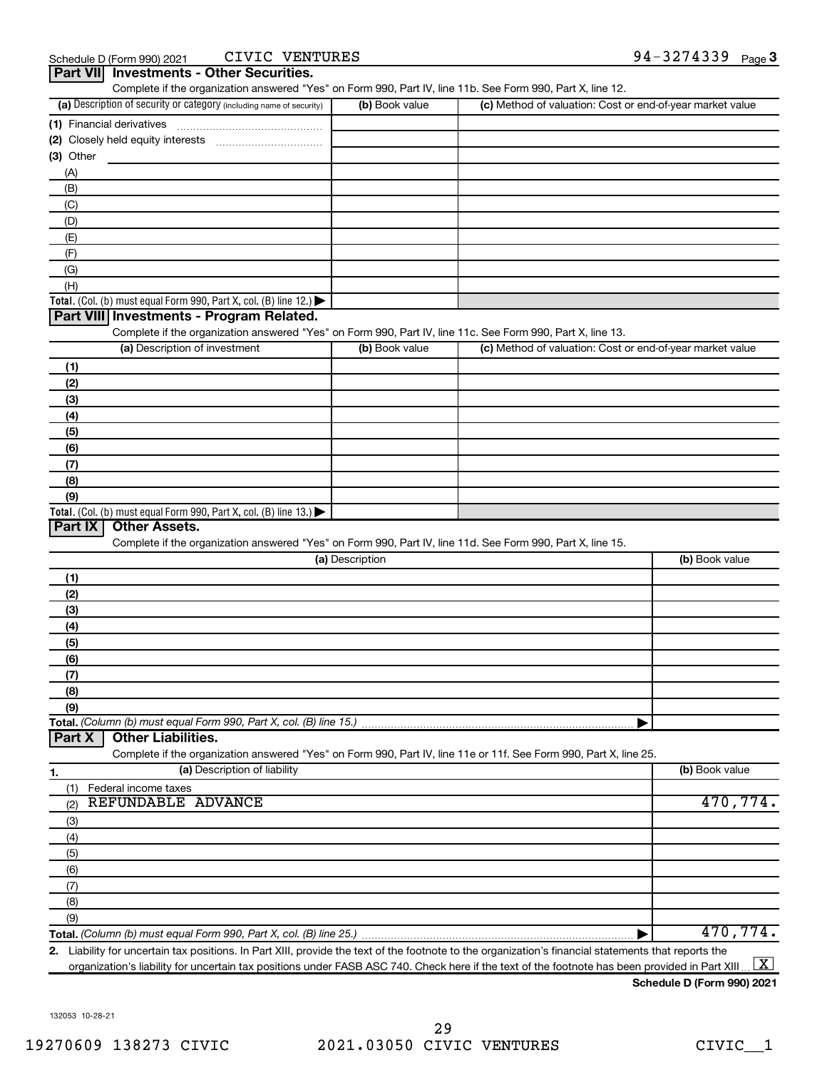Schedule D (Form 990) 2021 CIVIC VENTURES 94-3274339 Page 3

## Part VII Investments - Other Securities.

Complete if the organization answered "Yes" on Form 990, Part IV, line 11b. See Form 990, Part X, line 12.

| (a) Description of security or category (including name of security) | (b) Book value | (c) Method of valuation: Cost or end-of-year market value |
|---|---|---|
| (1) Financial derivatives | | |
| (2) Closely held equity interests | | |
| (3) Other | | |
| (A) | | |
| (B) | | |
| (C) | | |
| (D) | | |
| (E) | | |
| (F) | | |
| (G) | | |
| (H) | | |
| **Total.** (Col. (b) must equal Form 990, Part X, col. (B) line 12.) | | |

## Part VIII Investments - Program Related.

Complete if the organization answered "Yes" on Form 990, Part IV, line 11c. See Form 990, Part X, line 13.

| (a) Description of investment | (b) Book value | (c) Method of valuation: Cost or end-of-year market value |
|---|---|---|
| (1) | | |
| (2) | | |
| (3) | | |
| (4) | | |
| (5) | | |
| (6) | | |
| (7) | | |
| (8) | | |
| (9) | | |
| **Total.** (Col. (b) must equal Form 990, Part X, col. (B) line 13.) | | |

## Part IX Other Assets.

Complete if the organization answered "Yes" on Form 990, Part IV, line 11d. See Form 990, Part X, line 15.

| (a) Description | (b) Book value |
|---|---|
| (1) | |
| (2) | |
| (3) | |
| (4) | |
| (5) | |
| (6) | |
| (7) | |
| (8) | |
| (9) | |
| **Total.** *(Column (b) must equal Form 990, Part X, col. (B) line 15.)* | |

## Part X Other Liabilities.

Complete if the organization answered "Yes" on Form 990, Part IV, line 11e or 11f. See Form 990, Part X, line 25.

| 1. (a) Description of liability | (b) Book value |
|---|---|
| (1) Federal income taxes | |
| (2) REFUNDABLE ADVANCE | 470,774. |
| (3) | |
| (4) | |
| (5) | |
| (6) | |
| (7) | |
| (8) | |
| (9) | |
| **Total.** *(Column (b) must equal Form 990, Part X, col. (B) line 25.)* | 470,774. |

2. Liability for uncertain tax positions. In Part XIII, provide the text of the footnote to the organization's financial statements that reports the organization's liability for uncertain tax positions under FASB ASC 740. Check here if the text of the footnote has been provided in Part XIII ... [X]

**Schedule D (Form 990) 2021**

132053 10-28-21

19270609 138273 CIVIC 2021.03050 CIVIC VENTURES CIVIC__1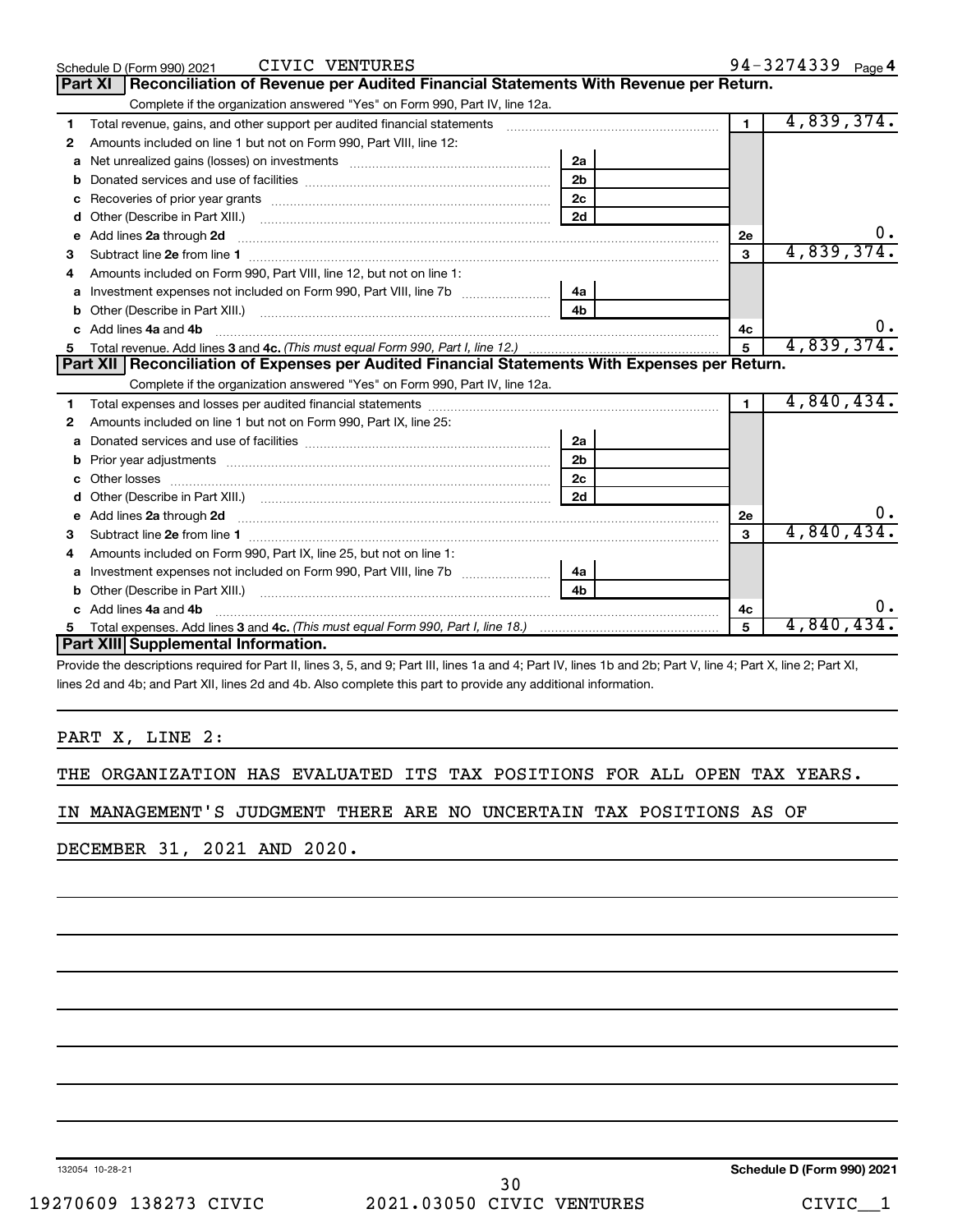Schedule D (Form 990) 2021 CIVIC VENTURES 94-3274339 Page 4

## Part XI Reconciliation of Revenue per Audited Financial Statements With Revenue per Return.

Complete if the organization answered "Yes" on Form 990, Part IV, line 12a.

| | | | | | |
|---|---|---|---|---|---|
| 1 | Total revenue, gains, and other support per audited financial statements | | | 1 | 4,839,374. |
| 2 | Amounts included on line 1 but not on Form 990, Part VIII, line 12: | | | | |
| a | Net unrealized gains (losses) on investments | 2a | | | |
| b | Donated services and use of facilities | 2b | | | |
| c | Recoveries of prior year grants | 2c | | | |
| d | Other (Describe in Part XIII.) | 2d | | | |
| e | Add lines 2a through 2d | | | 2e | 0. |
| 3 | Subtract line 2e from line 1 | | | 3 | 4,839,374. |
| 4 | Amounts included on Form 990, Part VIII, line 12, but not on line 1: | | | | |
| a | Investment expenses not included on Form 990, Part VIII, line 7b | 4a | | | |
| b | Other (Describe in Part XIII.) | 4b | | | |
| c | Add lines 4a and 4b | | | 4c | 0. |
| 5 | Total revenue. Add lines 3 and 4c. *(This must equal Form 990, Part I, line 12.)* | | | 5 | 4,839,374. |

## Part XII Reconciliation of Expenses per Audited Financial Statements With Expenses per Return.

Complete if the organization answered "Yes" on Form 990, Part IV, line 12a.

| | | | | | |
|---|---|---|---|---|---|
| 1 | Total expenses and losses per audited financial statements | | | 1 | 4,840,434. |
| 2 | Amounts included on line 1 but not on Form 990, Part IX, line 25: | | | | |
| a | Donated services and use of facilities | 2a | | | |
| b | Prior year adjustments | 2b | | | |
| c | Other losses | 2c | | | |
| d | Other (Describe in Part XIII.) | 2d | | | |
| e | Add lines 2a through 2d | | | 2e | 0. |
| 3 | Subtract line 2e from line 1 | | | 3 | 4,840,434. |
| 4 | Amounts included on Form 990, Part IX, line 25, but not on line 1: | | | | |
| a | Investment expenses not included on Form 990, Part VIII, line 7b | 4a | | | |
| b | Other (Describe in Part XIII.) | 4b | | | |
| c | Add lines 4a and 4b | | | 4c | 0. |
| 5 | Total expenses. Add lines 3 and 4c. *(This must equal Form 990, Part I, line 18.)* | | | 5 | 4,840,434. |

## Part XIII Supplemental Information.

Provide the descriptions required for Part II, lines 3, 5, and 9; Part III, lines 1a and 4; Part IV, lines 1b and 2b; Part V, line 4; Part X, line 2; Part XI, lines 2d and 4b; and Part XII, lines 2d and 4b. Also complete this part to provide any additional information.

PART X, LINE 2:

THE ORGANIZATION HAS EVALUATED ITS TAX POSITIONS FOR ALL OPEN TAX YEARS. IN MANAGEMENT'S JUDGMENT THERE ARE NO UNCERTAIN TAX POSITIONS AS OF DECEMBER 31, 2021 AND 2020.

132054 10-28-21 Schedule D (Form 990) 2021

19270609 138273 CIVIC 2021.03050 CIVIC VENTURES CIVIC__1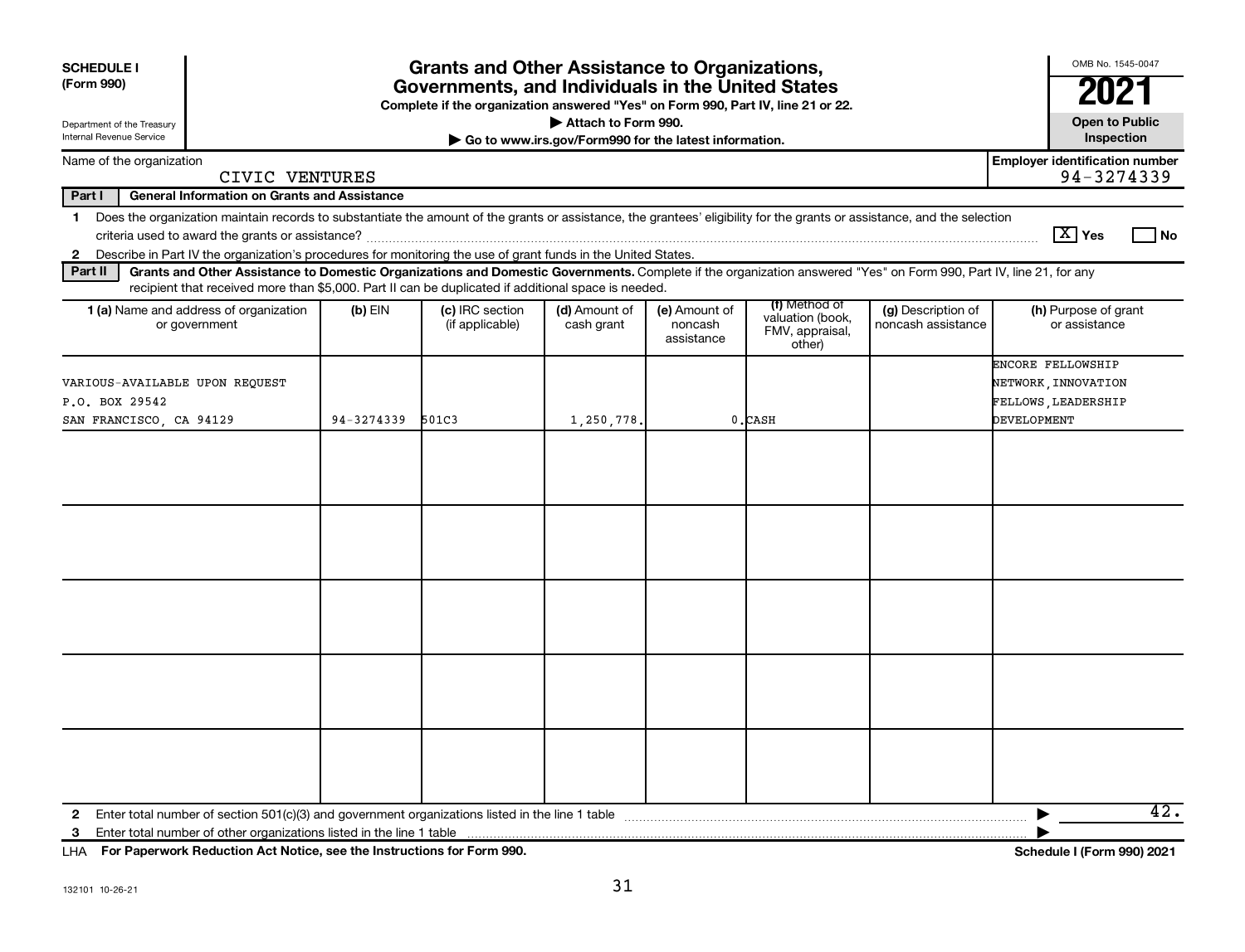**SCHEDULE I**
**(Form 990)**

Department of the Treasury
Internal Revenue Service

# Grants and Other Assistance to Organizations, Governments, and Individuals in the United States

**Complete if the organization answered "Yes" on Form 990, Part IV, line 21 or 22.**

**▶ Attach to Form 990.**

**▶ Go to www.irs.gov/Form990 for the latest information.**

OMB No. 1545-0047

**2021**

**Open to Public Inspection**

Name of the organization: CIVIC VENTURES

**Employer identification number** 94-3274339

**Part I — General Information on Grants and Assistance**

1 Does the organization maintain records to substantiate the amount of the grants or assistance, the grantees' eligibility for the grants or assistance, and the selection criteria used to award the grants or assistance? [X] Yes [ ] No

2 Describe in Part IV the organization's procedures for monitoring the use of grant funds in the United States.

**Part II — Grants and Other Assistance to Domestic Organizations and Domestic Governments.** Complete if the organization answered "Yes" on Form 990, Part IV, line 21, for any recipient that received more than $5,000. Part II can be duplicated if additional space is needed.

| 1 (a) Name and address of organization or government | (b) EIN | (c) IRC section (if applicable) | (d) Amount of cash grant | (e) Amount of noncash assistance | (f) Method of valuation (book, FMV, appraisal, other) | (g) Description of noncash assistance | (h) Purpose of grant or assistance |
|---|---|---|---|---|---|---|---|
| VARIOUS-AVAILABLE UPON REQUEST<br>P.O. BOX 29542<br>SAN FRANCISCO, CA 94129 | 94-3274339 | 501C3 | 1,250,778. | 0. | CASH | | ENCORE FELLOWSHIP NETWORK, INNOVATION FELLOWS, LEADERSHIP DEVELOPMENT |
| | | | | | | | |
| | | | | | | | |
| | | | | | | | |
| | | | | | | | |
| | | | | | | | |

2 Enter total number of section 501(c)(3) and government organizations listed in the line 1 table ▶ 42.

3 Enter total number of other organizations listed in the line 1 table ▶

LHA **For Paperwork Reduction Act Notice, see the Instructions for Form 990.** **Schedule I (Form 990) 2021**

132101 10-26-21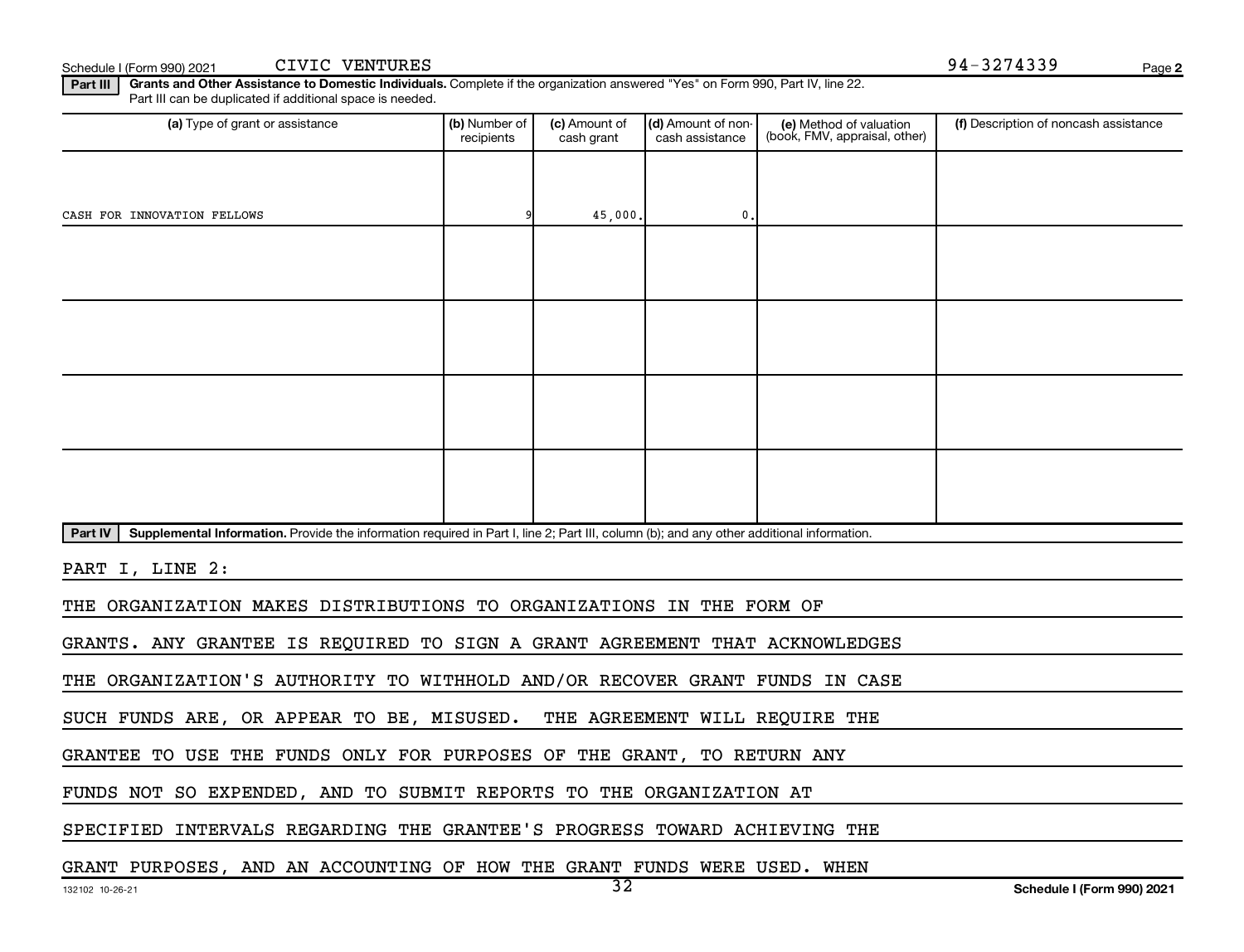Schedule I (Form 990) 2021 CIVIC VENTURES 94-3274339

**Part III** **Grants and Other Assistance to Domestic Individuals.** Complete if the organization answered "Yes" on Form 990, Part IV, line 22. Part III can be duplicated if additional space is needed.

| (a) Type of grant or assistance | (b) Number of recipients | (c) Amount of cash grant | (d) Amount of non-cash assistance | (e) Method of valuation (book, FMV, appraisal, other) | (f) Description of noncash assistance |
|---|---|---|---|---|---|
| CASH FOR INNOVATION FELLOWS | 9 | 45,000. | 0. | | |
| | | | | | |
| | | | | | |
| | | | | | |
| | | | | | |

**Part IV** **Supplemental Information.** Provide the information required in Part I, line 2; Part III, column (b); and any other additional information.

PART I, LINE 2:

THE ORGANIZATION MAKES DISTRIBUTIONS TO ORGANIZATIONS IN THE FORM OF GRANTS. ANY GRANTEE IS REQUIRED TO SIGN A GRANT AGREEMENT THAT ACKNOWLEDGES THE ORGANIZATION'S AUTHORITY TO WITHHOLD AND/OR RECOVER GRANT FUNDS IN CASE SUCH FUNDS ARE, OR APPEAR TO BE, MISUSED. THE AGREEMENT WILL REQUIRE THE GRANTEE TO USE THE FUNDS ONLY FOR PURPOSES OF THE GRANT, TO RETURN ANY FUNDS NOT SO EXPENDED, AND TO SUBMIT REPORTS TO THE ORGANIZATION AT SPECIFIED INTERVALS REGARDING THE GRANTEE'S PROGRESS TOWARD ACHIEVING THE GRANT PURPOSES, AND AN ACCOUNTING OF HOW THE GRANT FUNDS WERE USED. WHEN

132102 10-26-21 Schedule I (Form 990) 2021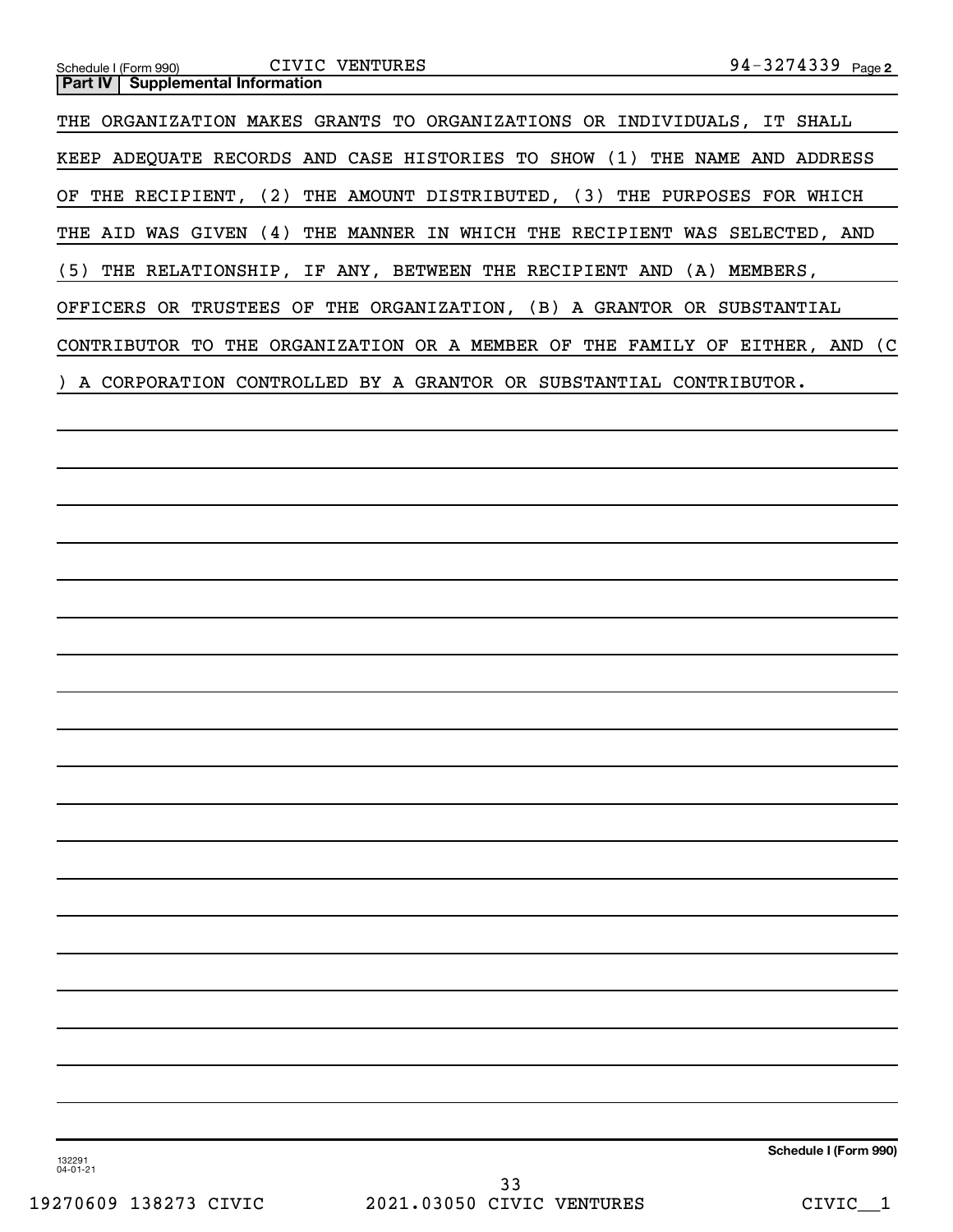Schedule I (Form 990) CIVIC VENTURES 94-3274339 Page 2

**Part IV | Supplemental Information**

THE ORGANIZATION MAKES GRANTS TO ORGANIZATIONS OR INDIVIDUALS, IT SHALL KEEP ADEQUATE RECORDS AND CASE HISTORIES TO SHOW (1) THE NAME AND ADDRESS OF THE RECIPIENT, (2) THE AMOUNT DISTRIBUTED, (3) THE PURPOSES FOR WHICH THE AID WAS GIVEN (4) THE MANNER IN WHICH THE RECIPIENT WAS SELECTED, AND (5) THE RELATIONSHIP, IF ANY, BETWEEN THE RECIPIENT AND (A) MEMBERS, OFFICERS OR TRUSTEES OF THE ORGANIZATION, (B) A GRANTOR OR SUBSTANTIAL CONTRIBUTOR TO THE ORGANIZATION OR A MEMBER OF THE FAMILY OF EITHER, AND (C) A CORPORATION CONTROLLED BY A GRANTOR OR SUBSTANTIAL CONTRIBUTOR.

132291 04-01-21

**Schedule I (Form 990)**

19270609 138273 CIVIC 2021.03050 CIVIC VENTURES CIVIC__1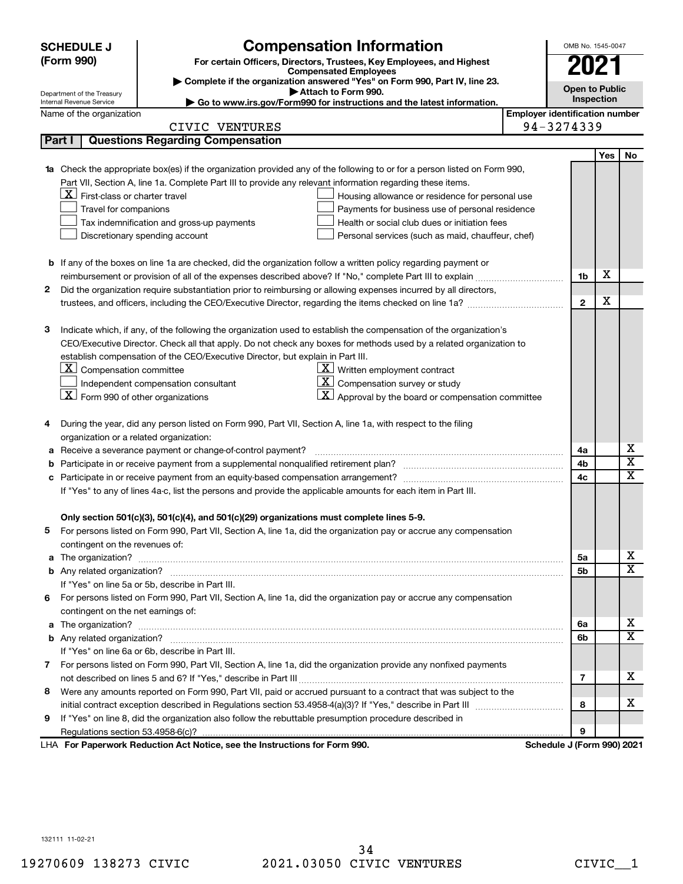**SCHEDULE J (Form 990)**

Department of the Treasury
Internal Revenue Service

# Compensation Information

**For certain Officers, Directors, Trustees, Key Employees, and Highest Compensated Employees**

▶ Complete if the organization answered "Yes" on Form 990, Part IV, line 23.
▶ Attach to Form 990.
▶ Go to www.irs.gov/Form990 for instructions and the latest information.

OMB No. 1545-0047

**2021**

**Open to Public Inspection**

Name of the organization: CIVIC VENTURES

Employer identification number: 94-3274339

## Part I Questions Regarding Compensation

| | | | Yes | No |
|---|---|---|---|---|
| **1a** | Check the appropriate box(es) if the organization provided any of the following to or for a person listed on Form 990, Part VII, Section A, line 1a. Complete Part III to provide any relevant information regarding these items.<br>[X] First-class or charter travel<br>[ ] Travel for companions<br>[ ] Tax indemnification and gross-up payments<br>[ ] Discretionary spending account<br>[ ] Housing allowance or residence for personal use<br>[ ] Payments for business use of personal residence<br>[ ] Health or social club dues or initiation fees<br>[ ] Personal services (such as maid, chauffeur, chef) | | | |
| **b** | If any of the boxes on line 1a are checked, did the organization follow a written policy regarding payment or reimbursement or provision of all of the expenses described above? If "No," complete Part III to explain | 1b | X | |
| **2** | Did the organization require substantiation prior to reimbursing or allowing expenses incurred by all directors, trustees, and officers, including the CEO/Executive Director, regarding the items checked on line 1a? | 2 | X | |
| **3** | Indicate which, if any, of the following the organization used to establish the compensation of the organization's CEO/Executive Director. Check all that apply. Do not check any boxes for methods used by a related organization to establish compensation of the CEO/Executive Director, but explain in Part III.<br>[X] Compensation committee<br>[ ] Independent compensation consultant<br>[X] Form 990 of other organizations<br>[X] Written employment contract<br>[X] Compensation survey or study<br>[X] Approval by the board or compensation committee | | | |
| **4** | During the year, did any person listed on Form 990, Part VII, Section A, line 1a, with respect to the filing organization or a related organization: | | | |
| **a** | Receive a severance payment or change-of-control payment? | 4a | | X |
| **b** | Participate in or receive payment from a supplemental nonqualified retirement plan? | 4b | | X |
| **c** | Participate in or receive payment from an equity-based compensation arrangement? | 4c | | X |
| | If "Yes" to any of lines 4a-c, list the persons and provide the applicable amounts for each item in Part III. | | | |
| | **Only section 501(c)(3), 501(c)(4), and 501(c)(29) organizations must complete lines 5-9.** | | | |
| **5** | For persons listed on Form 990, Part VII, Section A, line 1a, did the organization pay or accrue any compensation contingent on the revenues of: | | | |
| **a** | The organization? | 5a | | X |
| **b** | Any related organization? | 5b | | X |
| | If "Yes" on line 5a or 5b, describe in Part III. | | | |
| **6** | For persons listed on Form 990, Part VII, Section A, line 1a, did the organization pay or accrue any compensation contingent on the net earnings of: | | | |
| **a** | The organization? | 6a | | X |
| **b** | Any related organization? | 6b | | X |
| | If "Yes" on line 6a or 6b, describe in Part III. | | | |
| **7** | For persons listed on Form 990, Part VII, Section A, line 1a, did the organization provide any nonfixed payments not described on lines 5 and 6? If "Yes," describe in Part III | 7 | | X |
| **8** | Were any amounts reported on Form 990, Part VII, paid or accrued pursuant to a contract that was subject to the initial contract exception described in Regulations section 53.4958-4(a)(3)? If "Yes," describe in Part III | 8 | | X |
| **9** | If "Yes" on line 8, did the organization also follow the rebuttable presumption procedure described in Regulations section 53.4958-6(c)? | 9 | | |

LHA **For Paperwork Reduction Act Notice, see the Instructions for Form 990.** **Schedule J (Form 990) 2021**

132111 11-02-21

19270609 138273 CIVIC 2021.03050 CIVIC VENTURES CIVIC__1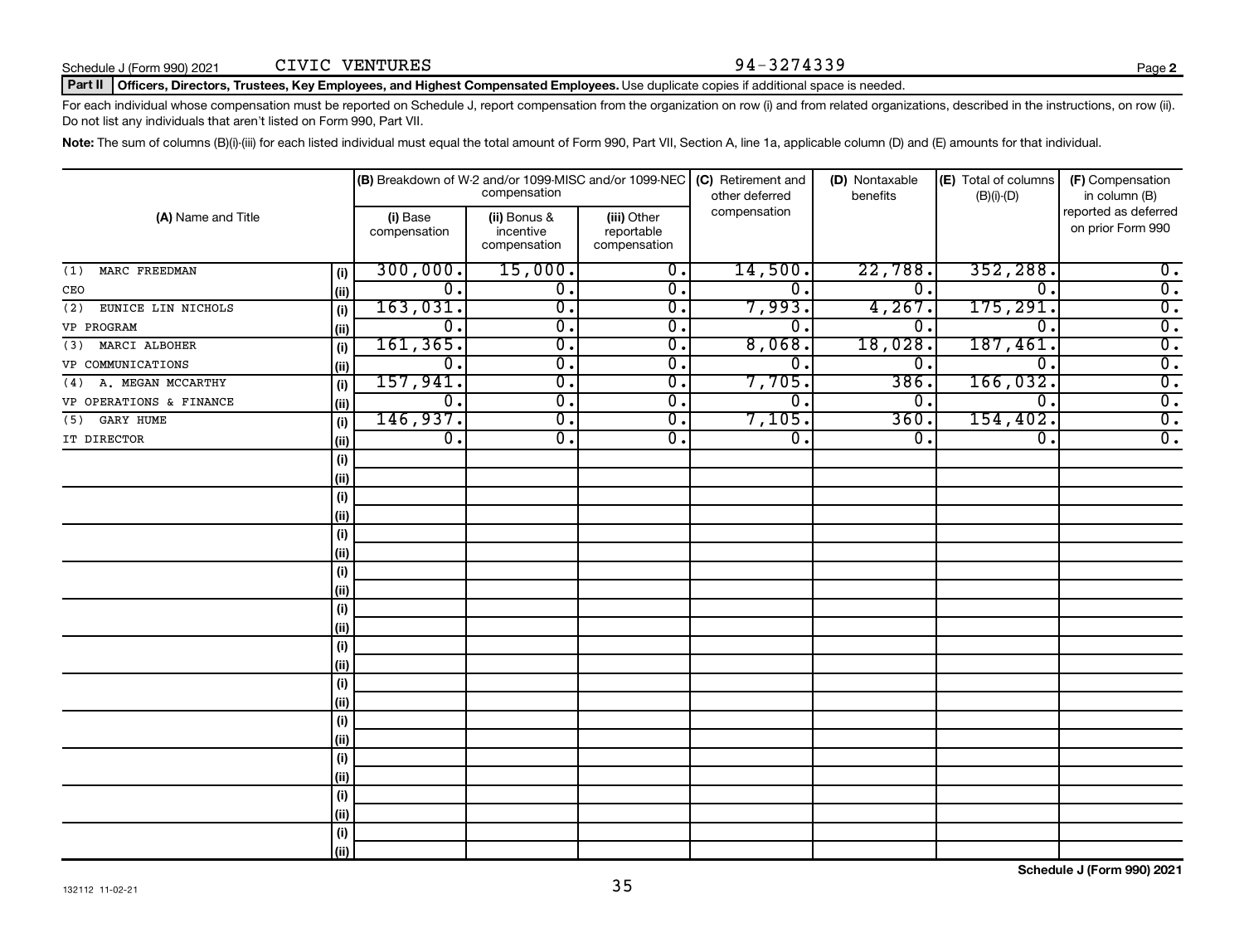Schedule J (Form 990) 2021 CIVIC VENTURES 94-3274339

**Part II Officers, Directors, Trustees, Key Employees, and Highest Compensated Employees.** Use duplicate copies if additional space is needed.

For each individual whose compensation must be reported on Schedule J, report compensation from the organization on row (i) and from related organizations, described in the instructions, on row (ii). Do not list any individuals that aren't listed on Form 990, Part VII.

**Note:** The sum of columns (B)(i)-(iii) for each listed individual must equal the total amount of Form 990, Part VII, Section A, line 1a, applicable column (D) and (E) amounts for that individual.

| (A) Name and Title | | (B) Breakdown of W-2 and/or 1099-MISC and/or 1099-NEC compensation | | | (C) Retirement and other deferred compensation | (D) Nontaxable benefits | (E) Total of columns (B)(i)-(D) | (F) Compensation in column (B) reported as deferred on prior Form 990 |
|---|---|---|---|---|---|---|---|---|
| | | (i) Base compensation | (ii) Bonus & incentive compensation | (iii) Other reportable compensation | | | | |
| (1) MARC FREEDMAN | (i) | 300,000. | 15,000. | 0. | 14,500. | 22,788. | 352,288. | 0. |
| CEO | (ii) | 0. | 0. | 0. | 0. | 0. | 0. | 0. |
| (2) EUNICE LIN NICHOLS | (i) | 163,031. | 0. | 0. | 7,993. | 4,267. | 175,291. | 0. |
| VP PROGRAM | (ii) | 0. | 0. | 0. | 0. | 0. | 0. | 0. |
| (3) MARCI ALBOHER | (i) | 161,365. | 0. | 0. | 8,068. | 18,028. | 187,461. | 0. |
| VP COMMUNICATIONS | (ii) | 0. | 0. | 0. | 0. | 0. | 0. | 0. |
| (4) A. MEGAN MCCARTHY | (i) | 157,941. | 0. | 0. | 7,705. | 386. | 166,032. | 0. |
| VP OPERATIONS & FINANCE | (ii) | 0. | 0. | 0. | 0. | 0. | 0. | 0. |
| (5) GARY HUME | (i) | 146,937. | 0. | 0. | 7,105. | 360. | 154,402. | 0. |
| IT DIRECTOR | (ii) | 0. | 0. | 0. | 0. | 0. | 0. | 0. |

Schedule J (Form 990) 2021

132112 11-02-21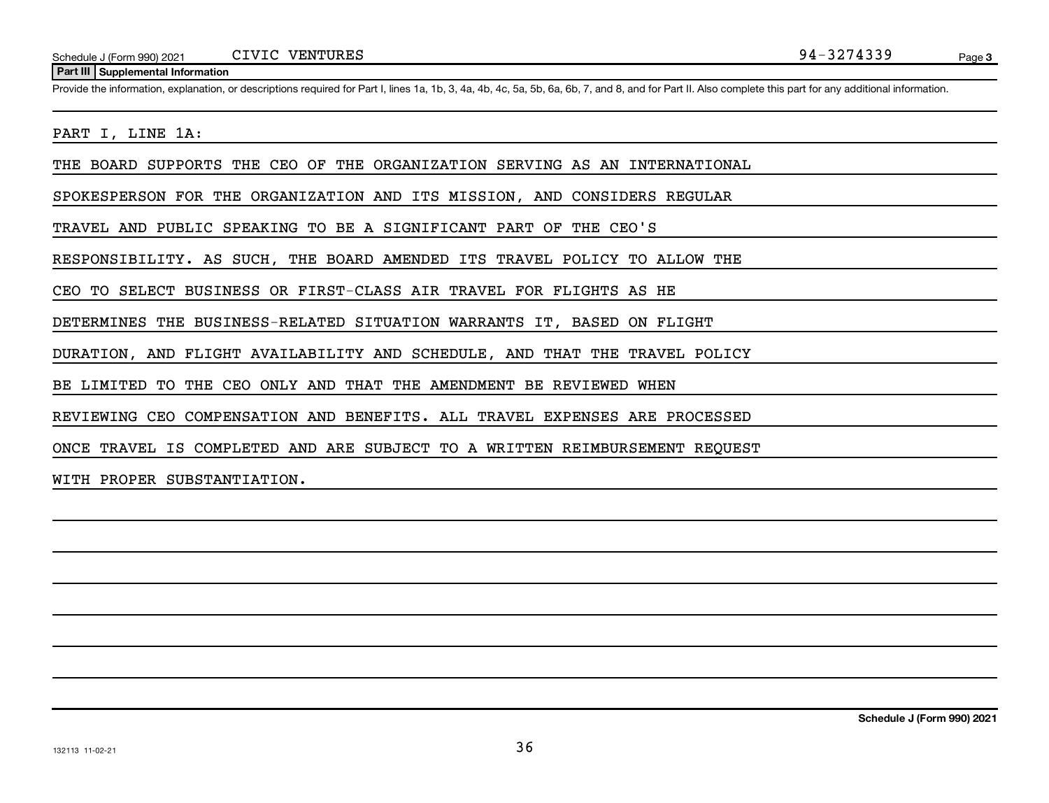Schedule J (Form 990) 2021 CIVIC VENTURES 94-3274339

## Part III Supplemental Information

Provide the information, explanation, or descriptions required for Part I, lines 1a, 1b, 3, 4a, 4b, 4c, 5a, 5b, 6a, 6b, 7, and 8, and for Part II. Also complete this part for any additional information.

PART I, LINE 1A:

THE BOARD SUPPORTS THE CEO OF THE ORGANIZATION SERVING AS AN INTERNATIONAL SPOKESPERSON FOR THE ORGANIZATION AND ITS MISSION, AND CONSIDERS REGULAR TRAVEL AND PUBLIC SPEAKING TO BE A SIGNIFICANT PART OF THE CEO'S RESPONSIBILITY. AS SUCH, THE BOARD AMENDED ITS TRAVEL POLICY TO ALLOW THE CEO TO SELECT BUSINESS OR FIRST-CLASS AIR TRAVEL FOR FLIGHTS AS HE DETERMINES THE BUSINESS-RELATED SITUATION WARRANTS IT, BASED ON FLIGHT DURATION, AND FLIGHT AVAILABILITY AND SCHEDULE, AND THAT THE TRAVEL POLICY BE LIMITED TO THE CEO ONLY AND THAT THE AMENDMENT BE REVIEWED WHEN REVIEWING CEO COMPENSATION AND BENEFITS. ALL TRAVEL EXPENSES ARE PROCESSED ONCE TRAVEL IS COMPLETED AND ARE SUBJECT TO A WRITTEN REIMBURSEMENT REQUEST WITH PROPER SUBSTANTIATION.

Schedule J (Form 990) 2021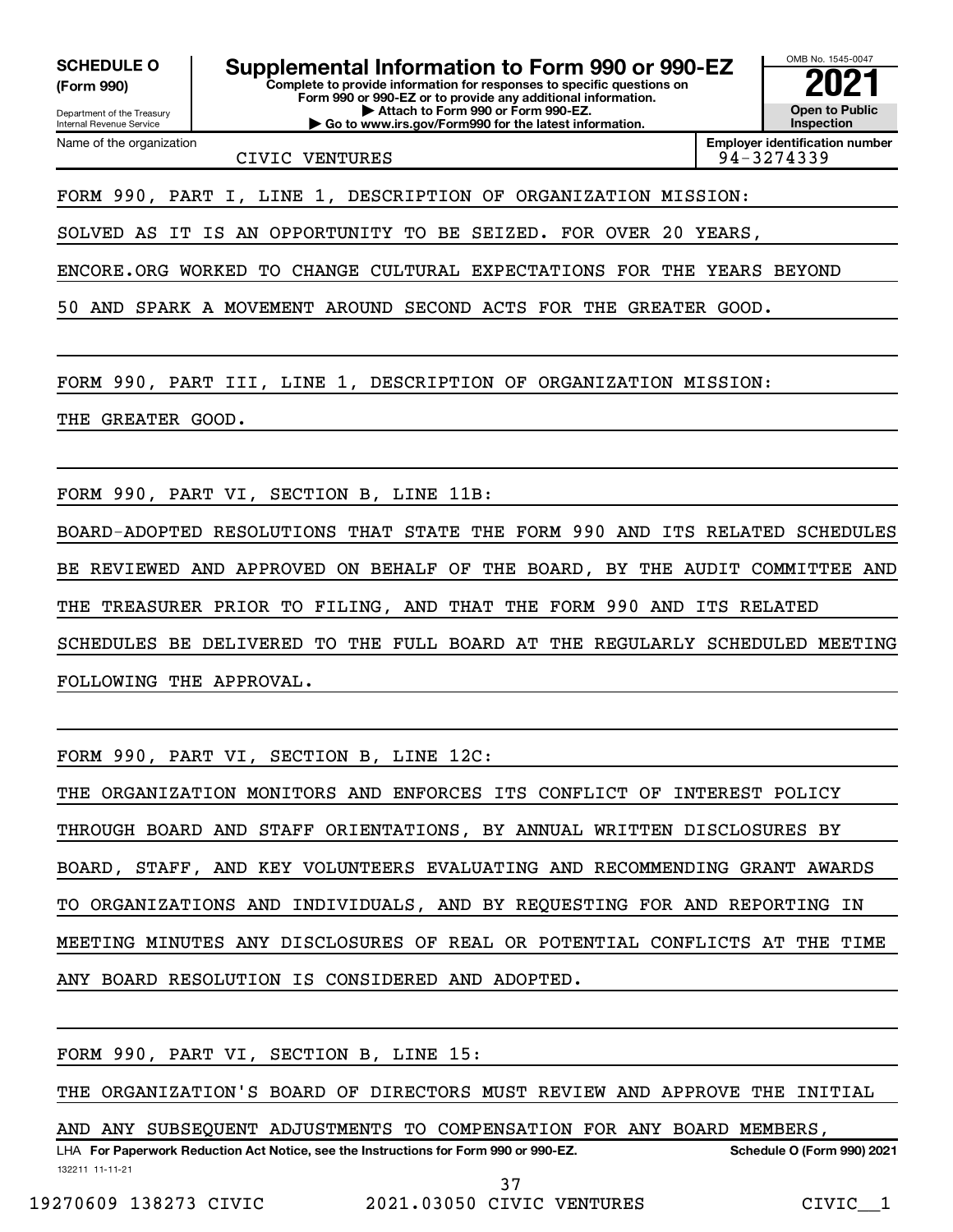**SCHEDULE O**
**(Form 990)**

Department of the Treasury
Internal Revenue Service

# Supplemental Information to Form 990 or 990-EZ

**Complete to provide information for responses to specific questions on Form 990 or 990-EZ or to provide any additional information.**
**▶ Attach to Form 990 or Form 990-EZ.**
**▶ Go to www.irs.gov/Form990 for the latest information.**

OMB No. 1545-0047

**2021**

**Open to Public Inspection**

| Name of the organization | Employer identification number |
|---|---|
| CIVIC VENTURES | 94-3274339 |

FORM 990, PART I, LINE 1, DESCRIPTION OF ORGANIZATION MISSION:

SOLVED AS IT IS AN OPPORTUNITY TO BE SEIZED. FOR OVER 20 YEARS, ENCORE.ORG WORKED TO CHANGE CULTURAL EXPECTATIONS FOR THE YEARS BEYOND 50 AND SPARK A MOVEMENT AROUND SECOND ACTS FOR THE GREATER GOOD.

FORM 990, PART III, LINE 1, DESCRIPTION OF ORGANIZATION MISSION:

THE GREATER GOOD.

FORM 990, PART VI, SECTION B, LINE 11B:

BOARD-ADOPTED RESOLUTIONS THAT STATE THE FORM 990 AND ITS RELATED SCHEDULES BE REVIEWED AND APPROVED ON BEHALF OF THE BOARD, BY THE AUDIT COMMITTEE AND THE TREASURER PRIOR TO FILING, AND THAT THE FORM 990 AND ITS RELATED SCHEDULES BE DELIVERED TO THE FULL BOARD AT THE REGULARLY SCHEDULED MEETING FOLLOWING THE APPROVAL.

FORM 990, PART VI, SECTION B, LINE 12C:

THE ORGANIZATION MONITORS AND ENFORCES ITS CONFLICT OF INTEREST POLICY THROUGH BOARD AND STAFF ORIENTATIONS, BY ANNUAL WRITTEN DISCLOSURES BY BOARD, STAFF, AND KEY VOLUNTEERS EVALUATING AND RECOMMENDING GRANT AWARDS TO ORGANIZATIONS AND INDIVIDUALS, AND BY REQUESTING FOR AND REPORTING IN MEETING MINUTES ANY DISCLOSURES OF REAL OR POTENTIAL CONFLICTS AT THE TIME ANY BOARD RESOLUTION IS CONSIDERED AND ADOPTED.

FORM 990, PART VI, SECTION B, LINE 15:

THE ORGANIZATION'S BOARD OF DIRECTORS MUST REVIEW AND APPROVE THE INITIAL AND ANY SUBSEQUENT ADJUSTMENTS TO COMPENSATION FOR ANY BOARD MEMBERS,

LHA **For Paperwork Reduction Act Notice, see the Instructions for Form 990 or 990-EZ.** **Schedule O (Form 990) 2021**

132211 11-11-21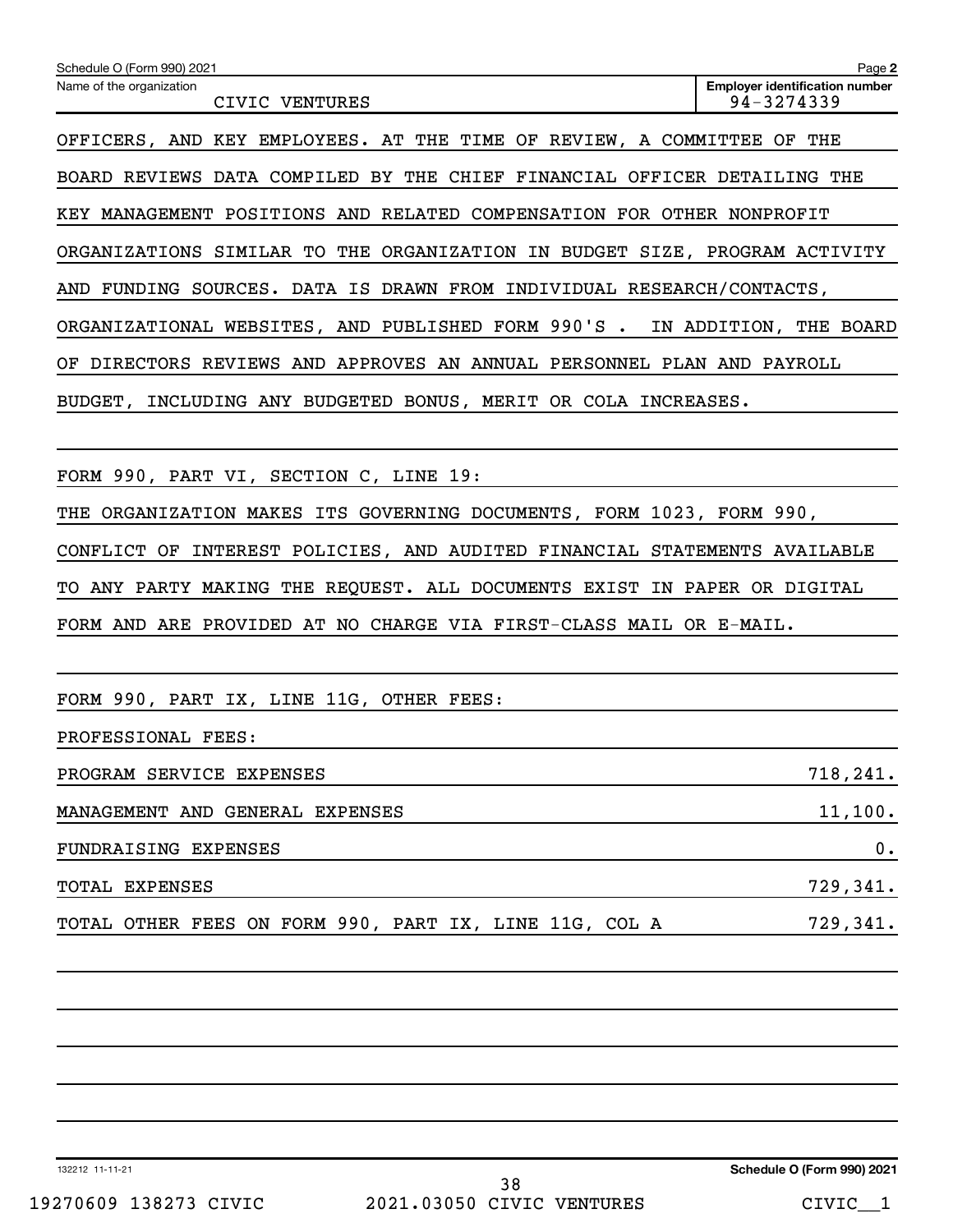Schedule O (Form 990) 2021

Name of the organization: CIVIC VENTURES

Employer identification number: 94-3274339

OFFICERS, AND KEY EMPLOYEES. AT THE TIME OF REVIEW, A COMMITTEE OF THE BOARD REVIEWS DATA COMPILED BY THE CHIEF FINANCIAL OFFICER DETAILING THE KEY MANAGEMENT POSITIONS AND RELATED COMPENSATION FOR OTHER NONPROFIT ORGANIZATIONS SIMILAR TO THE ORGANIZATION IN BUDGET SIZE, PROGRAM ACTIVITY AND FUNDING SOURCES. DATA IS DRAWN FROM INDIVIDUAL RESEARCH/CONTACTS, ORGANIZATIONAL WEBSITES, AND PUBLISHED FORM 990'S . IN ADDITION, THE BOARD OF DIRECTORS REVIEWS AND APPROVES AN ANNUAL PERSONNEL PLAN AND PAYROLL BUDGET, INCLUDING ANY BUDGETED BONUS, MERIT OR COLA INCREASES.

FORM 990, PART VI, SECTION C, LINE 19:

THE ORGANIZATION MAKES ITS GOVERNING DOCUMENTS, FORM 1023, FORM 990, CONFLICT OF INTEREST POLICIES, AND AUDITED FINANCIAL STATEMENTS AVAILABLE TO ANY PARTY MAKING THE REQUEST. ALL DOCUMENTS EXIST IN PAPER OR DIGITAL FORM AND ARE PROVIDED AT NO CHARGE VIA FIRST-CLASS MAIL OR E-MAIL.

FORM 990, PART IX, LINE 11G, OTHER FEES:

PROFESSIONAL FEES:

| | |
|---|---|
| PROGRAM SERVICE EXPENSES | 718,241. |
| MANAGEMENT AND GENERAL EXPENSES | 11,100. |
| FUNDRAISING EXPENSES | 0. |
| TOTAL EXPENSES | 729,341. |
| TOTAL OTHER FEES ON FORM 990, PART IX, LINE 11G, COL A | 729,341. |